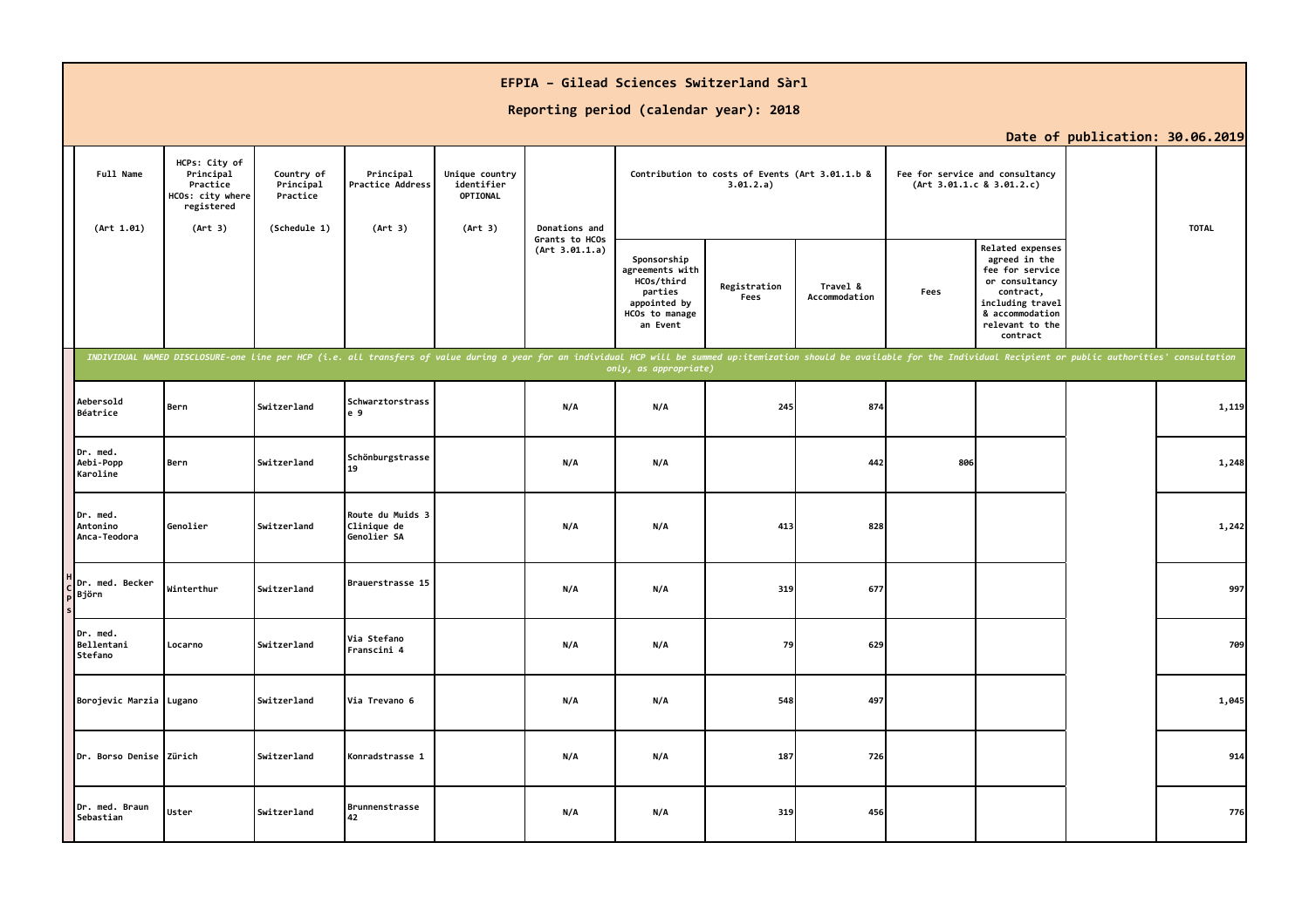# EFPIA – Gilead Sciences Switzerland Sàrl

## Reporting period (calendar year): 2018

**Date of publication: 30.06.2019**

| | Full Name (Art 1.01) | HCPs: City of Principal Practice HCOs: city where registered (Art 3) | Country of Principal Practice (Schedule 1) | Principal Practice Address (Art 3) | Unique country identifier OPTIONAL (Art 3) | Donations and Grants to HCOs (Art 3.01.1.a) | Contribution to costs of Events (Art 3.01.1.b & 3.01.2.a) | | | Fee for service and consultancy (Art 3.01.1.c & 3.01.2.c) | | | TOTAL |
|---|---|---|---|---|---|---|---|---|---|---|---|---|---|
| | | | | | | | Sponsorship agreements with HCOs/third parties appointed by HCOs to manage an Event | Registration Fees | Travel & Accommodation | Fees | Related expenses agreed in the fee for service or consultancy contract, including travel & accommodation relevant to the contract | | |
| | *INDIVIDUAL NAMED DISCLOSURE-one line per HCP (i.e. all transfers of value during a year for an individual HCP will be summed up:itemization should be available for the Individual Recipient or public authorities' consultation only, as appropriate)* | | | | | | | | | | | | |
| HCPs | Aebersold Béatrice | Bern | Switzerland | Schwarztorstrasse 9 | | N/A | N/A | 245 | 874 | | | | 1,119 |
| | Dr. med. Aebi-Popp Karoline | Bern | Switzerland | Schönburgstrasse 19 | | N/A | N/A | | 442 | 806 | | | 1,248 |
| | Dr. med. Antonino Anca-Teodora | Genolier | Switzerland | Route du Muids 3 Clinique de Genolier SA | | N/A | N/A | 413 | 828 | | | | 1,242 |
| | Dr. med. Becker Björn | Winterthur | Switzerland | Brauerstrasse 15 | | N/A | N/A | 319 | 677 | | | | 997 |
| | Dr. med. Bellentani Stefano | Locarno | Switzerland | Via Stefano Franscini 4 | | N/A | N/A | 79 | 629 | | | | 709 |
| | Borojevic Marzia | Lugano | Switzerland | Via Trevano 6 | | N/A | N/A | 548 | 497 | | | | 1,045 |
| | Dr. Borso Denise | Zürich | Switzerland | Konradstrasse 1 | | N/A | N/A | 187 | 726 | | | | 914 |
| | Dr. med. Braun Sebastian | Uster | Switzerland | Brunnenstrasse 42 | | N/A | N/A | 319 | 456 | | | | 776 |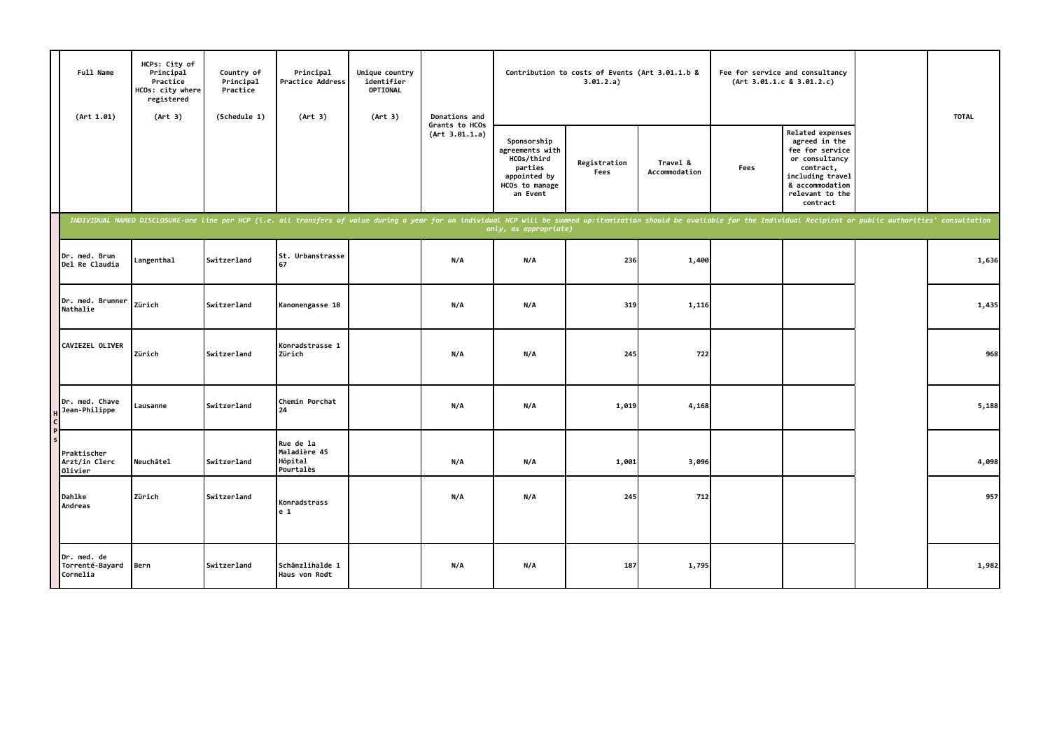| | Full Name (Art 1.01) | HCPs: City of Principal Practice HCOs: city where registered (Art 3) | Country of Principal Practice (Schedule 1) | Principal Practice Address (Art 3) | Unique country identifier OPTIONAL (Art 3) | Donations and Grants to HCOs (Art 3.01.1.a) | Contribution to costs of Events (Art 3.01.1.b & 3.01.2.a) | | | Fee for service and consultancy (Art 3.01.1.c & 3.01.2.c) | | | TOTAL |
|---|---|---|---|---|---|---|---|---|---|---|---|---|---|
| | | | | | | | Sponsorship agreements with HCOs/third parties appointed by HCOs to manage an Event | Registration Fees | Travel & Accommodation | Fees | Related expenses agreed in the fee for service or consultancy contract, including travel & accommodation relevant to the contract | | |
| | *INDIVIDUAL NAMED DISCLOSURE-one line per HCP (i.e. all transfers of value during a year for an individual HCP will be summed up:itemization should be available for the Individual Recipient or public authorities' consultation only, as appropriate)* | | | | | | | | | | | | |
| HCPs | Dr. med. Brun Del Re Claudia | Langenthal | Switzerland | St. Urbanstrasse 67 | | N/A | N/A | 236 | 1,400 | | | | 1,636 |
| | Dr. med. Brunner Nathalie | Zürich | Switzerland | Kanonengasse 18 | | N/A | N/A | 319 | 1,116 | | | | 1,435 |
| | CAVIEZEL OLIVER | Zürich | Switzerland | Konradstrasse 1 Zürich | | N/A | N/A | 245 | 722 | | | | 968 |
| | Dr. med. Chave Jean-Philippe | Lausanne | Switzerland | Chemin Porchat 24 | | N/A | N/A | 1,019 | 4,168 | | | | 5,188 |
| | Praktischer Arzt/in Clerc Olivier | Neuchâtel | Switzerland | Rue de la Maladière 45 Hôpital Pourtalès | | N/A | N/A | 1,001 | 3,096 | | | | 4,098 |
| | Dahlke Andreas | Zürich | Switzerland | Konradstrass e 1 | | N/A | N/A | 245 | 712 | | | | 957 |
| | Dr. med. de Torrenté-Bayard Cornelia | Bern | Switzerland | Schänzlihalde 1 Haus von Rodt | | N/A | N/A | 187 | 1,795 | | | | 1,982 |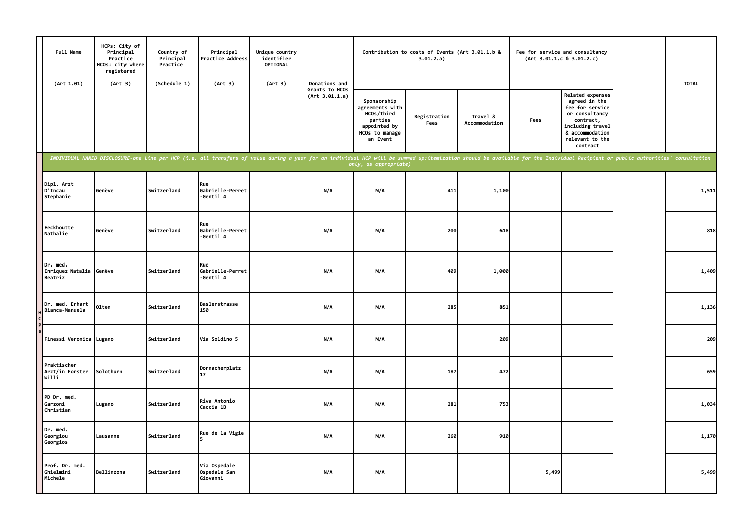| Full Name (Art 1.01) | HCPs: City of Principal Practice HCOs: city where registered (Art 3) | Country of Principal Practice (Schedule 1) | Principal Practice Address (Art 3) | Unique country identifier OPTIONAL (Art 3) | Donations and Grants to HCOs (Art 3.01.1.a) | Contribution to costs of Events (Art 3.01.1.b & 3.01.2.a) | | | Fee for service and consultancy (Art 3.01.1.c & 3.01.2.c) | | | TOTAL |
|---|---|---|---|---|---|---|---|---|---|---|---|---|
| | | | | | | Sponsorship agreements with HCOs/third parties appointed by HCOs to manage an Event | Registration Fees | Travel & Accommodation | Fees | Related expenses agreed in the fee for service or consultancy contract, including travel & accommodation relevant to the contract | | |
| *INDIVIDUAL NAMED DISCLOSURE-one line per HCP (i.e. all transfers of value during a year for an individual HCP will be summed up:itemization should be available for the Individual Recipient or public authorities' consultation only, as appropriate)* | | | | | | | | | | | | |
| Dipl. Arzt D'Incau Stephanie | Genève | Switzerland | Rue Gabrielle-Perret-Gentil 4 | | N/A | N/A | 411 | 1,100 | | | | 1,511 |
| Eeckhoutte Nathalie | Genève | Switzerland | Rue Gabrielle-Perret-Gentil 4 | | N/A | N/A | 200 | 618 | | | | 818 |
| Dr. med. Enriquez Natalia Beatriz | Genève | Switzerland | Rue Gabrielle-Perret-Gentil 4 | | N/A | N/A | 409 | 1,000 | | | | 1,409 |
| Dr. med. Erhart Bianca-Manuela | Olten | Switzerland | Baslerstrasse 150 | | N/A | N/A | 285 | 851 | | | | 1,136 |
| Finessi Veronica | Lugano | Switzerland | Via Soldino 5 | | N/A | N/A | | 209 | | | | 209 |
| Praktischer Arzt/in Forster Willi | Solothurn | Switzerland | Dornacherplatz 17 | | N/A | N/A | 187 | 472 | | | | 659 |
| PD Dr. med. Garzoni Christian | Lugano | Switzerland | Riva Antonio Caccia 1B | | N/A | N/A | 281 | 753 | | | | 1,034 |
| Dr. med. Georgiou Georgios | Lausanne | Switzerland | Rue de la Vigie 5 | | N/A | N/A | 260 | 910 | | | | 1,170 |
| Prof. Dr. med. Ghielmini Michele | Bellinzona | Switzerland | Via Ospedale Ospedale San Giovanni | | N/A | N/A | | | 5,499 | | | 5,499 |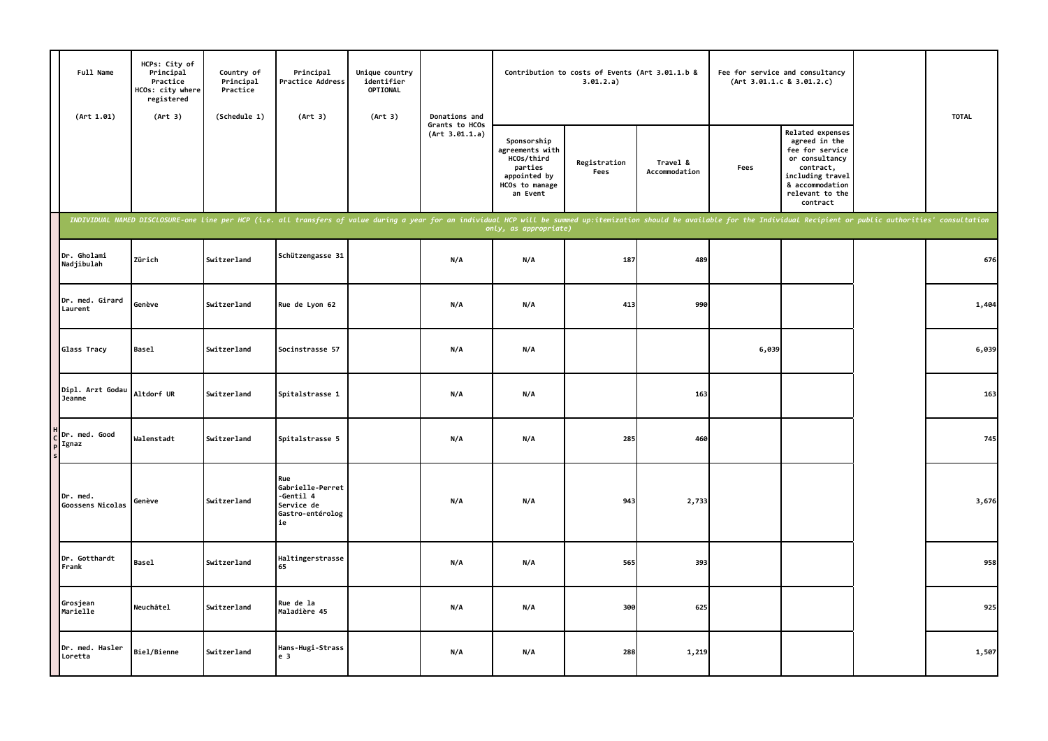| | Full Name (Art 1.01) | HCPs: City of Principal Practice HCOs: city where registered (Art 3) | Country of Principal Practice (Schedule 1) | Principal Practice Address (Art 3) | Unique country identifier OPTIONAL (Art 3) | Donations and Grants to HCOs (Art 3.01.1.a) | Contribution to costs of Events (Art 3.01.1.b & 3.01.2.a) | | | Fee for service and consultancy (Art 3.01.1.c & 3.01.2.c) | | | TOTAL |
|---|---|---|---|---|---|---|---|---|---|---|---|---|---|
| | | | | | | | Sponsorship agreements with HCOs/third parties appointed by HCOs to manage an Event | Registration Fees | Travel & Accommodation | Fees | Related expenses agreed in the fee for service or consultancy contract, including travel & accommodation relevant to the contract | | |
| | *INDIVIDUAL NAMED DISCLOSURE-one line per HCP (i.e. all transfers of value during a year for an individual HCP will be summed up:itemization should be available for the Individual Recipient or public authorities' consultation only, as appropriate)* | | | | | | | | | | | | |
| HCPs | Dr. Gholami Nadjibulah | Zürich | Switzerland | Schützengasse 31 | | N/A | N/A | 187 | 489 | | | | 676 |
| HCPs | Dr. med. Girard Laurent | Genève | Switzerland | Rue de Lyon 62 | | N/A | N/A | 413 | 990 | | | | 1,404 |
| HCPs | Glass Tracy | Basel | Switzerland | Socinstrasse 57 | | N/A | N/A | | | 6,039 | | | 6,039 |
| HCPs | Dipl. Arzt Godau Jeanne | Altdorf UR | Switzerland | Spitalstrasse 1 | | N/A | N/A | | 163 | | | | 163 |
| HCPs | Dr. med. Good Ignaz | Walenstadt | Switzerland | Spitalstrasse 5 | | N/A | N/A | 285 | 460 | | | | 745 |
| HCPs | Dr. med. Goossens Nicolas | Genève | Switzerland | Rue Gabrielle-Perret-Gentil 4 Service de Gastro-entérologie | | N/A | N/A | 943 | 2,733 | | | | 3,676 |
| HCPs | Dr. Gotthardt Frank | Basel | Switzerland | Haltingerstrasse 65 | | N/A | N/A | 565 | 393 | | | | 958 |
| HCPs | Grosjean Marielle | Neuchâtel | Switzerland | Rue de la Maladière 45 | | N/A | N/A | 300 | 625 | | | | 925 |
| HCPs | Dr. med. Hasler Loretta | Biel/Bienne | Switzerland | Hans-Hugi-Strasse 3 | | N/A | N/A | 288 | 1,219 | | | | 1,507 |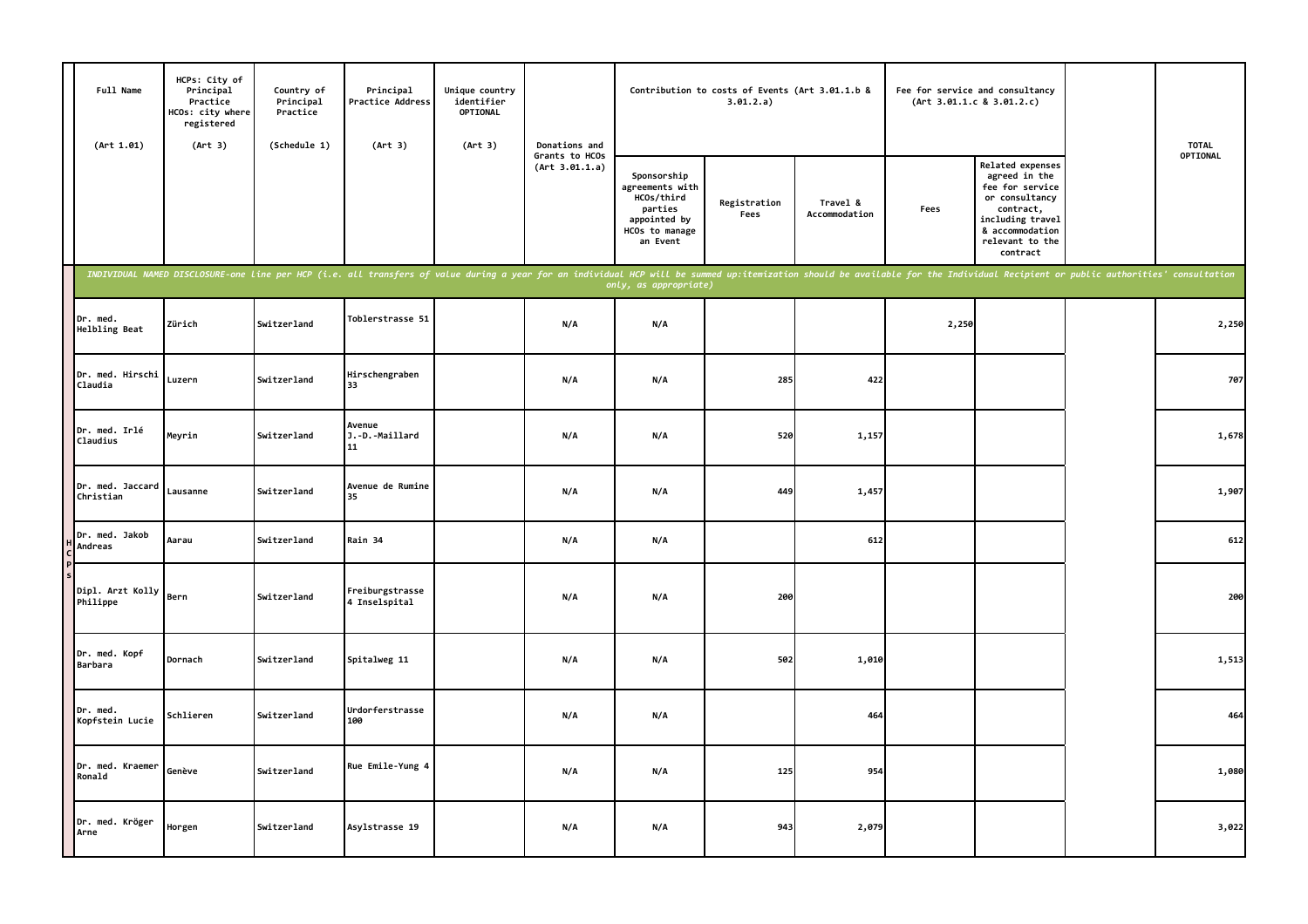| | Full Name (Art 1.01) | HCPs: City of Principal Practice HCOs: city where registered (Art 3) | Country of Principal Practice (Schedule 1) | Principal Practice Address (Art 3) | Unique country identifier OPTIONAL (Art 3) | Donations and Grants to HCOs (Art 3.01.1.a) | Contribution to costs of Events (Art 3.01.1.b & 3.01.2.a) | | | Fee for service and consultancy (Art 3.01.1.c & 3.01.2.c) | | | TOTAL OPTIONAL |
|---|---|---|---|---|---|---|---|---|---|---|---|---|---|
| | | | | | | | Sponsorship agreements with HCOs/third parties appointed by HCOs to manage an Event | Registration Fees | Travel & Accommodation | Fees | Related expenses agreed in the fee for service or consultancy contract, including travel & accommodation relevant to the contract | | |
| | *INDIVIDUAL NAMED DISCLOSURE-one line per HCP (i.e. all transfers of value during a year for an individual HCP will be summed up:itemization should be available for the Individual Recipient or public authorities' consultation only, as appropriate)* | | | | | | | | | | | | |
| HCPs | Dr. med. Helbling Beat | Zürich | Switzerland | Toblerstrasse 51 | | N/A | N/A | | | 2,250 | | | 2,250 |
| | Dr. med. Hirschi Claudia | Luzern | Switzerland | Hirschengraben 33 | | N/A | N/A | 285 | 422 | | | | 707 |
| | Dr. med. Irlé Claudius | Meyrin | Switzerland | Avenue J.-D.-Maillard 11 | | N/A | N/A | 520 | 1,157 | | | | 1,678 |
| | Dr. med. Jaccard Christian | Lausanne | Switzerland | Avenue de Rumine 35 | | N/A | N/A | 449 | 1,457 | | | | 1,907 |
| | Dr. med. Jakob Andreas | Aarau | Switzerland | Rain 34 | | N/A | N/A | | 612 | | | | 612 |
| | Dipl. Arzt Kolly Philippe | Bern | Switzerland | Freiburgstrasse 4 Inselspital | | N/A | N/A | 200 | | | | | 200 |
| | Dr. med. Kopf Barbara | Dornach | Switzerland | Spitalweg 11 | | N/A | N/A | 502 | 1,010 | | | | 1,513 |
| | Dr. med. Kopfstein Lucie | Schlieren | Switzerland | Urdorferstrasse 100 | | N/A | N/A | | 464 | | | | 464 |
| | Dr. med. Kraemer Ronald | Genève | Switzerland | Rue Emile-Yung 4 | | N/A | N/A | 125 | 954 | | | | 1,080 |
| | Dr. med. Kröger Arne | Horgen | Switzerland | Asylstrasse 19 | | N/A | N/A | 943 | 2,079 | | | | 3,022 |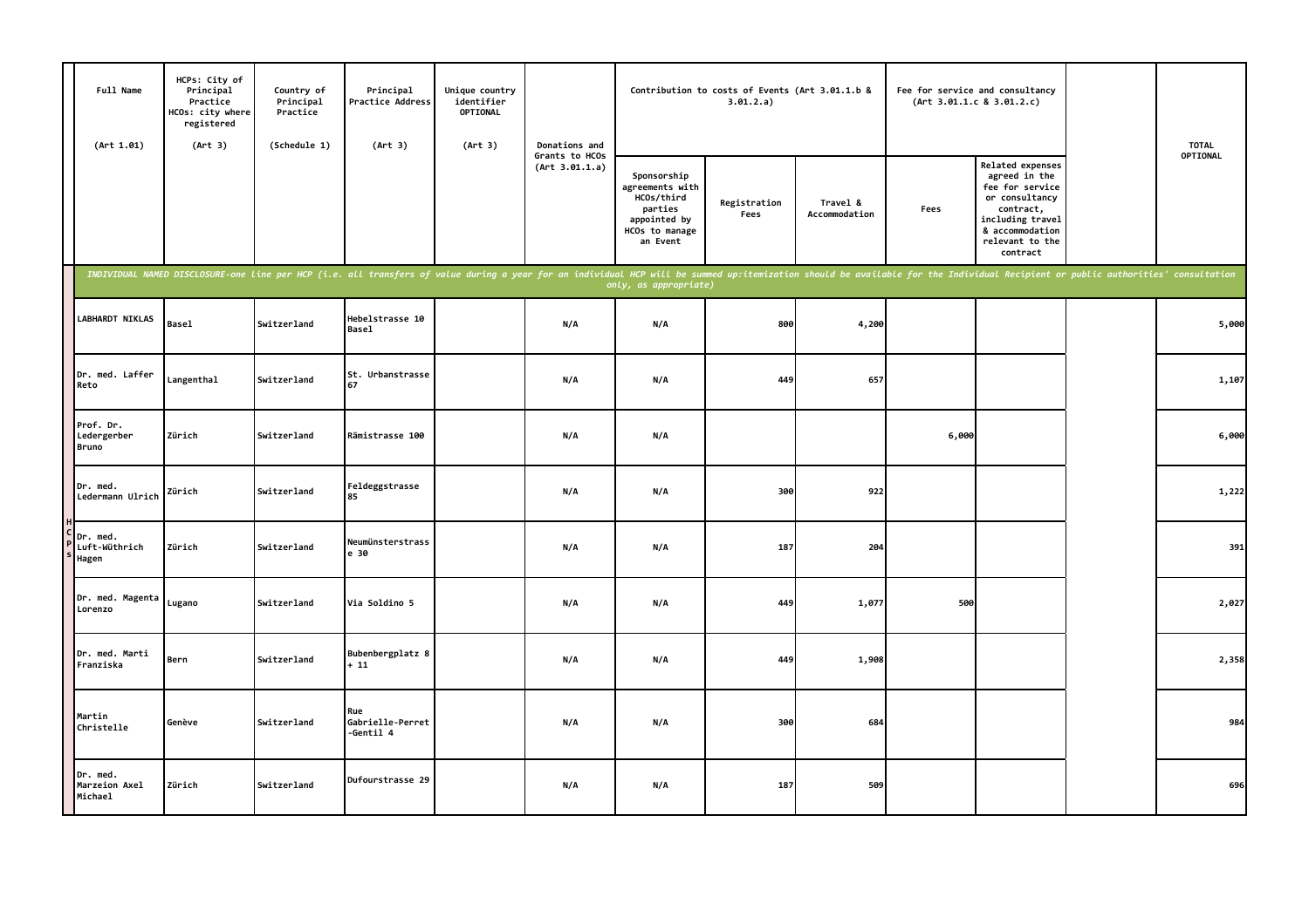| | Full Name (Art 1.01) | HCPs: City of Principal Practice HCOs: city where registered (Art 3) | Country of Principal Practice (Schedule 1) | Principal Practice Address (Art 3) | Unique country identifier OPTIONAL (Art 3) | Donations and Grants to HCOs (Art 3.01.1.a) | Contribution to costs of Events (Art 3.01.1.b & 3.01.2.a) | | | Fee for service and consultancy (Art 3.01.1.c & 3.01.2.c) | | | TOTAL OPTIONAL |
|---|---|---|---|---|---|---|---|---|---|---|---|---|---|
| | | | | | | | Sponsorship agreements with HCOs/third parties appointed by HCOs to manage an Event | Registration Fees | Travel & Accommodation | Fees | Related expenses agreed in the fee for service or consultancy contract, including travel & accommodation relevant to the contract | | |
| | *INDIVIDUAL NAMED DISCLOSURE-one line per HCP (i.e. all transfers of value during a year for an individual HCP will be summed up:itemization should be available for the Individual Recipient or public authorities' consultation only, as appropriate)* | | | | | | | | | | | | |
| HCPs | LABHARDT NIKLAS | Basel | Switzerland | Hebelstrasse 10 Basel | | N/A | N/A | 800 | 4,200 | | | | 5,000 |
| | Dr. med. Laffer Reto | Langenthal | Switzerland | St. Urbanstrasse 67 | | N/A | N/A | 449 | 657 | | | | 1,107 |
| | Prof. Dr. Ledergerber Bruno | Zürich | Switzerland | Rämistrasse 100 | | N/A | N/A | | | 6,000 | | | 6,000 |
| | Dr. med. Ledermann Ulrich | Zürich | Switzerland | Feldeggstrasse 85 | | N/A | N/A | 300 | 922 | | | | 1,222 |
| | Dr. med. Luft-Wüthrich Hagen | Zürich | Switzerland | Neumünsterstrasse 30 | | N/A | N/A | 187 | 204 | | | | 391 |
| | Dr. med. Magenta Lorenzo | Lugano | Switzerland | Via Soldino 5 | | N/A | N/A | 449 | 1,077 | 500 | | | 2,027 |
| | Dr. med. Marti Franziska | Bern | Switzerland | Bubenbergplatz 8 + 11 | | N/A | N/A | 449 | 1,908 | | | | 2,358 |
| | Martin Christelle | Genève | Switzerland | Rue Gabrielle-Perret-Gentil 4 | | N/A | N/A | 300 | 684 | | | | 984 |
| | Dr. med. Marzeion Axel Michael | Zürich | Switzerland | Dufourstrasse 29 | | N/A | N/A | 187 | 509 | | | | 696 |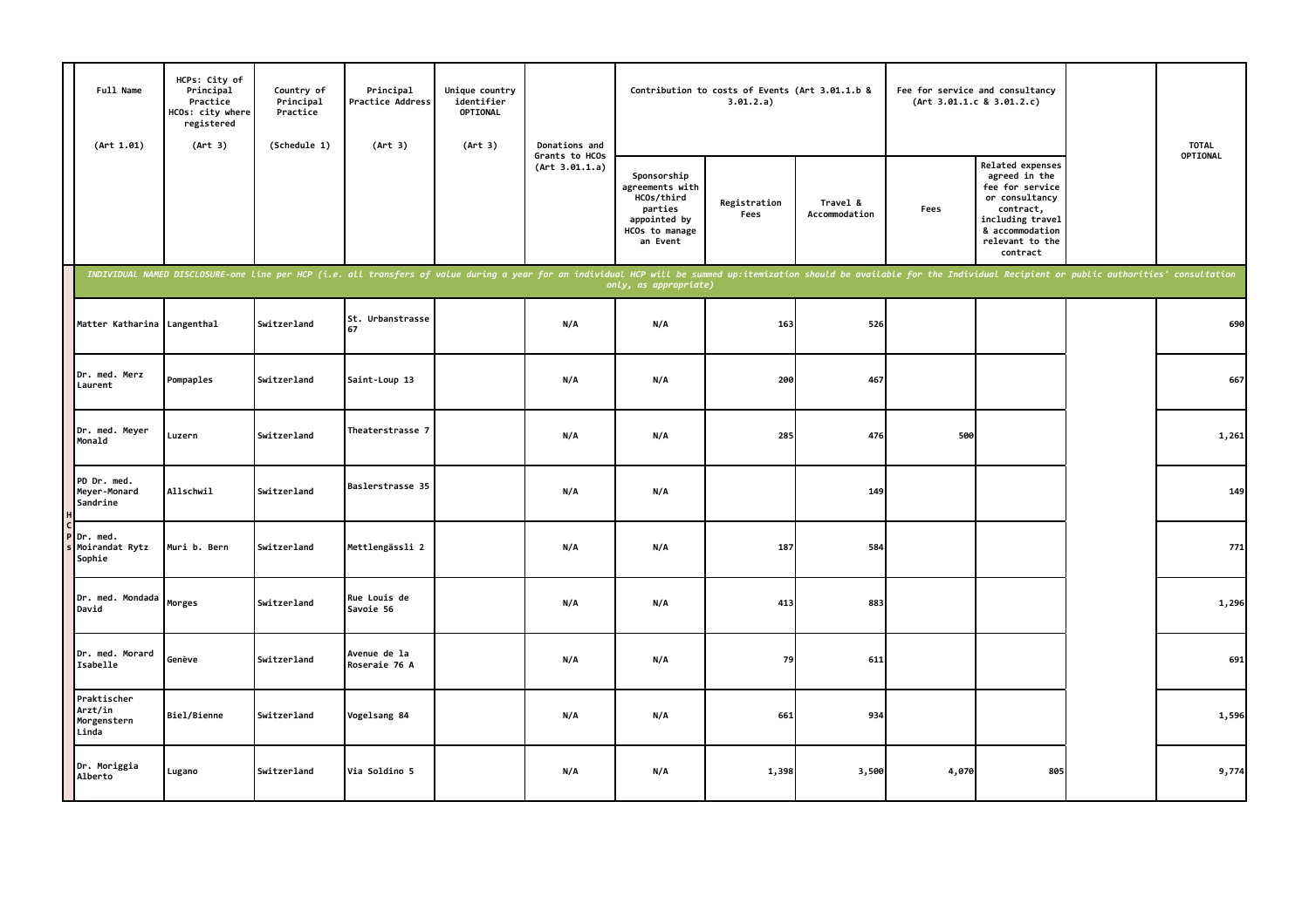| | Full Name<br><br>(Art 1.01) | HCPs: City of Principal Practice HCOs: city where registered<br><br>(Art 3) | Country of Principal Practice<br><br>(Schedule 1) | Principal Practice Address<br><br>(Art 3) | Unique country identifier OPTIONAL<br><br>(Art 3) | Donations and Grants to HCOs (Art 3.01.1.a) | Contribution to costs of Events (Art 3.01.1.b & 3.01.2.a) | | | Fee for service and consultancy (Art 3.01.1.c & 3.01.2.c) | | | TOTAL OPTIONAL |
|---|---|---|---|---|---|---|---|---|---|---|---|---|---|
| | | | | | | | Sponsorship agreements with HCOs/third parties appointed by HCOs to manage an Event | Registration Fees | Travel & Accommodation | Fees | Related expenses agreed in the fee for service or consultancy contract, including travel & accommodation relevant to the contract | | |
| | *INDIVIDUAL NAMED DISCLOSURE-one line per HCP (i.e. all transfers of value during a year for an individual HCP will be summed up:itemization should be available for the Individual Recipient or public authorities' consultation only, as appropriate)* | | | | | | | | | | | | |
| HCPs | Matter Katharina | Langenthal | Switzerland | St. Urbanstrasse 67 | | N/A | N/A | 163 | 526 | | | | 690 |
| | Dr. med. Merz Laurent | Pompaples | Switzerland | Saint-Loup 13 | | N/A | N/A | 200 | 467 | | | | 667 |
| | Dr. med. Meyer Monald | Luzern | Switzerland | Theaterstrasse 7 | | N/A | N/A | 285 | 476 | 500 | | | 1,261 |
| | PD Dr. med. Meyer-Monard Sandrine | Allschwil | Switzerland | Baslerstrasse 35 | | N/A | N/A | | 149 | | | | 149 |
| | Dr. med. Moirandat Rytz Sophie | Muri b. Bern | Switzerland | Mettlengässli 2 | | N/A | N/A | 187 | 584 | | | | 771 |
| | Dr. med. Mondada David | Morges | Switzerland | Rue Louis de Savoie 56 | | N/A | N/A | 413 | 883 | | | | 1,296 |
| | Dr. med. Morard Isabelle | Genève | Switzerland | Avenue de la Roseraie 76 A | | N/A | N/A | 79 | 611 | | | | 691 |
| | Praktischer Arzt/in Morgenstern Linda | Biel/Bienne | Switzerland | Vogelsang 84 | | N/A | N/A | 661 | 934 | | | | 1,596 |
| | Dr. Moriggia Alberto | Lugano | Switzerland | Via Soldino 5 | | N/A | N/A | 1,398 | 3,500 | 4,070 | 805 | | 9,774 |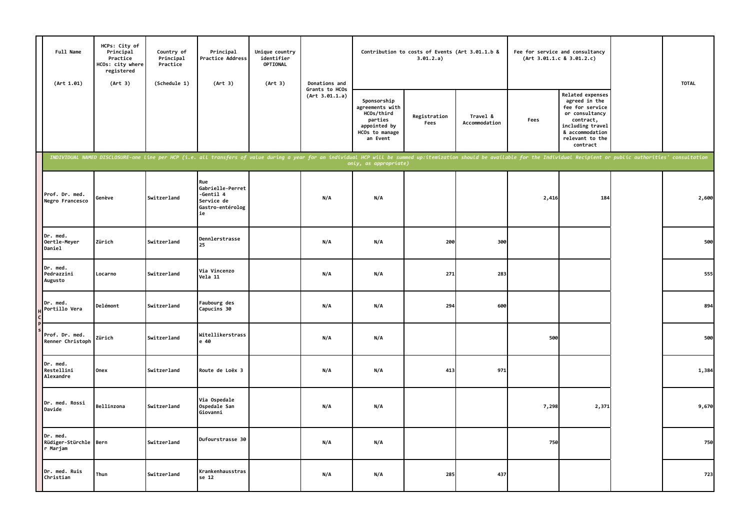| | Full Name (Art 1.01) | HCPs: City of Principal Practice HCOs: city where registered (Art 3) | Country of Principal Practice (Schedule 1) | Principal Practice Address (Art 3) | Unique country identifier OPTIONAL (Art 3) | Donations and Grants to HCOs (Art 3.01.1.a) | Contribution to costs of Events (Art 3.01.1.b & 3.01.2.a) | | | Fee for service and consultancy (Art 3.01.1.c & 3.01.2.c) | | | TOTAL |
|---|---|---|---|---|---|---|---|---|---|---|---|---|---|
| | | | | | | | Sponsorship agreements with HCOs/third parties appointed by HCOs to manage an Event | Registration Fees | Travel & Accommodation | Fees | Related expenses agreed in the fee for service or consultancy contract, including travel & accommodation relevant to the contract | | |
| | *INDIVIDUAL NAMED DISCLOSURE-one line per HCP (i.e. all transfers of value during a year for an individual HCP will be summed up:itemization should be available for the Individual Recipient or public authorities' consultation only, as appropriate)* | | | | | | | | | | | | |
| HCPs | Prof. Dr. med. Negro Francesco | Genève | Switzerland | Rue Gabrielle-Perret-Gentil 4 Service de Gastro-entérologie | | N/A | N/A | | | 2,416 | 184 | | 2,600 |
| | Dr. med. Oertle-Meyer Daniel | Zürich | Switzerland | Dennlerstrasse 25 | | N/A | N/A | 200 | 300 | | | | 500 |
| | Dr. med. Pedrazzini Augusto | Locarno | Switzerland | Via Vincenzo Vela 11 | | N/A | N/A | 271 | 283 | | | | 555 |
| | Dr. med. Portillo Vera | Delémont | Switzerland | Faubourg des Capucins 30 | | N/A | N/A | 294 | 600 | | | | 894 |
| | Prof. Dr. med. Renner Christoph | Zürich | Switzerland | Witellikerstrasse 40 | | N/A | N/A | | | 500 | | | 500 |
| | Dr. med. Restellini Alexandre | Onex | Switzerland | Route de Loëx 3 | | N/A | N/A | 413 | 971 | | | | 1,384 |
| | Dr. med. Rossi Davide | Bellinzona | Switzerland | Via Ospedale Ospedale San Giovanni | | N/A | N/A | | | 7,298 | 2,371 | | 9,670 |
| | Dr. med. Rüdiger-Stürchler Marjam | Bern | Switzerland | Dufourstrasse 30 | | N/A | N/A | | | 750 | | | 750 |
| | Dr. med. Ruis Christian | Thun | Switzerland | Krankenhausstrasse 12 | | N/A | N/A | 285 | 437 | | | | 723 |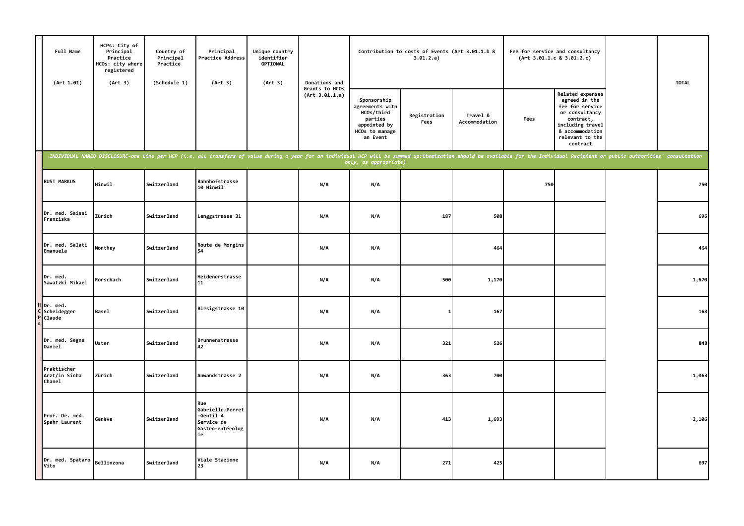| | Full Name (Art 1.01) | HCPs: City of Principal Practice HCOs: city where registered (Art 3) | Country of Principal Practice (Schedule 1) | Principal Practice Address (Art 3) | Unique country identifier OPTIONAL (Art 3) | Donations and Grants to HCOs (Art 3.01.1.a) | Contribution to costs of Events (Art 3.01.1.b & 3.01.2.a) | | | Fee for service and consultancy (Art 3.01.1.c & 3.01.2.c) | | | TOTAL |
|---|---|---|---|---|---|---|---|---|---|---|---|---|---|
| | | | | | | | Sponsorship agreements with HCOs/third parties appointed by HCOs to manage an Event | Registration Fees | Travel & Accommodation | Fees | Related expenses agreed in the fee for service or consultancy contract, including travel & accommodation relevant to the contract | | |
| | *INDIVIDUAL NAMED DISCLOSURE-one line per HCP (i.e. all transfers of value during a year for an individual HCP will be summed up:itemization should be available for the Individual Recipient or public authorities' consultation only, as appropriate)* | | | | | | | | | | | | |
| HCPs | RUST MARKUS | Hinwil | Switzerland | Bahnhofstrasse 10 Hinwil | | N/A | N/A | | | 750 | | | 750 |
| | Dr. med. Saissi Franziska | Zürich | Switzerland | Lenggstrasse 31 | | N/A | N/A | 187 | 508 | | | | 695 |
| | Dr. med. Salati Emanuela | Monthey | Switzerland | Route de Morgins 54 | | N/A | N/A | | 464 | | | | 464 |
| | Dr. med. Sawatzki Mikael | Rorschach | Switzerland | Heidenerstrasse 11 | | N/A | N/A | 500 | 1,170 | | | | 1,670 |
| | Dr. med. Scheidegger Claude | Basel | Switzerland | Birsigstrasse 10 | | N/A | N/A | 1 | 167 | | | | 168 |
| | Dr. med. Segna Daniel | Uster | Switzerland | Brunnenstrasse 42 | | N/A | N/A | 321 | 526 | | | | 848 |
| | Praktischer Arzt/in Sinha Chanel | Zürich | Switzerland | Anwandstrasse 2 | | N/A | N/A | 363 | 700 | | | | 1,063 |
| | Prof. Dr. med. Spahr Laurent | Genève | Switzerland | Rue Gabrielle-Perret-Gentil 4 Service de Gastro-entérologie | | N/A | N/A | 413 | 1,693 | | | | 2,106 |
| | Dr. med. Spataro Vito | Bellinzona | Switzerland | Viale Stazione 23 | | N/A | N/A | 271 | 425 | | | | 697 |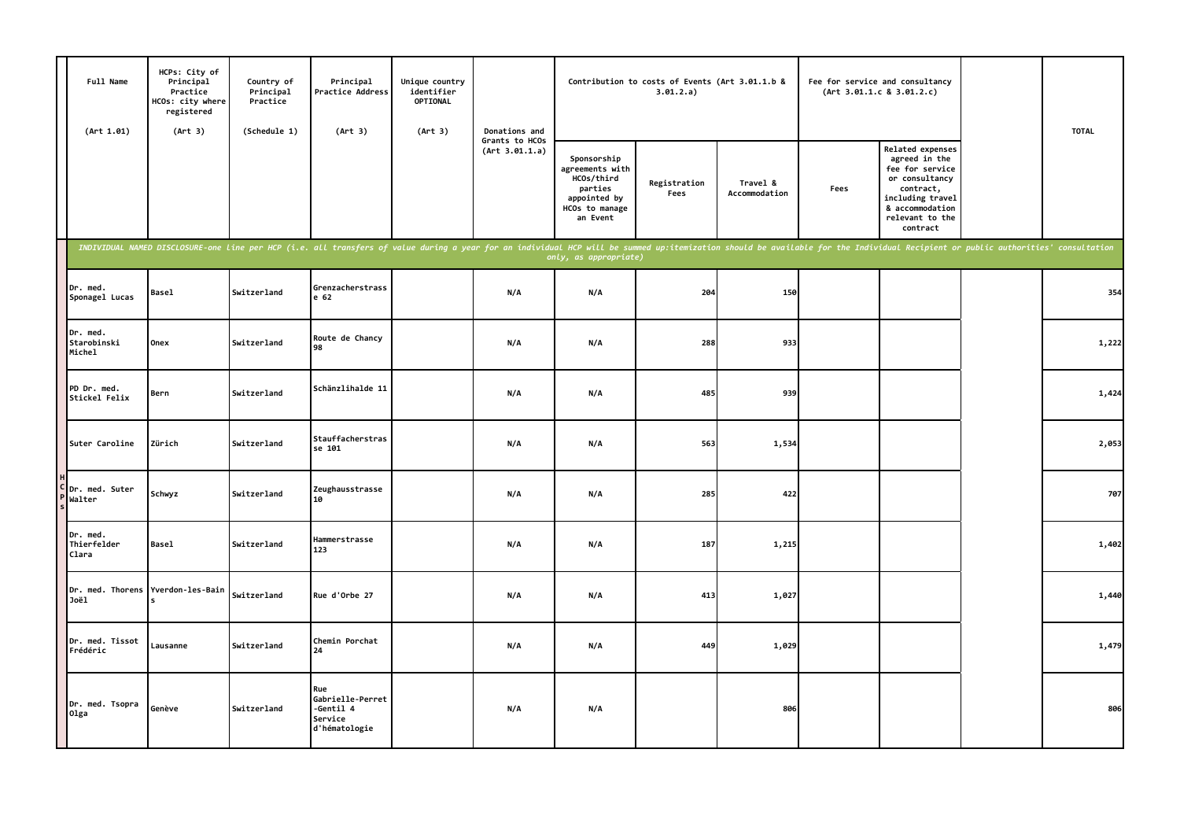| | Full Name (Art 1.01) | HCPs: City of Principal Practice HCOs: city where registered (Art 3) | Country of Principal Practice (Schedule 1) | Principal Practice Address (Art 3) | Unique country identifier OPTIONAL (Art 3) | Donations and Grants to HCOs (Art 3.01.1.a) | Contribution to costs of Events (Art 3.01.1.b & 3.01.2.a) | | | Fee for service and consultancy (Art 3.01.1.c & 3.01.2.c) | | | TOTAL |
|---|---|---|---|---|---|---|---|---|---|---|---|---|---|
| | | | | | | | Sponsorship agreements with HCOs/third parties appointed by HCOs to manage an Event | Registration Fees | Travel & Accommodation | Fees | Related expenses agreed in the fee for service or consultancy contract, including travel & accommodation relevant to the contract | | |
| | *INDIVIDUAL NAMED DISCLOSURE-one line per HCP (i.e. all transfers of value during a year for an individual HCP will be summed up:itemization should be available for the Individual Recipient or public authorities' consultation only, as appropriate)* | | | | | | | | | | | | |
| HCPs | Dr. med. Sponagel Lucas | Basel | Switzerland | Grenzacherstrasse 62 | | N/A | N/A | 204 | 150 | | | | 354 |
| HCPs | Dr. med. Starobinski Michel | Onex | Switzerland | Route de Chancy 98 | | N/A | N/A | 288 | 933 | | | | 1,222 |
| HCPs | PD Dr. med. Stickel Felix | Bern | Switzerland | Schänzlihalde 11 | | N/A | N/A | 485 | 939 | | | | 1,424 |
| HCPs | Suter Caroline | Zürich | Switzerland | Stauffacherstrasse 101 | | N/A | N/A | 563 | 1,534 | | | | 2,053 |
| HCPs | Dr. med. Suter Walter | Schwyz | Switzerland | Zeughausstrasse 10 | | N/A | N/A | 285 | 422 | | | | 707 |
| HCPs | Dr. med. Thierfelder Clara | Basel | Switzerland | Hammerstrasse 123 | | N/A | N/A | 187 | 1,215 | | | | 1,402 |
| HCPs | Dr. med. Thorens Joël | Yverdon-les-Bains | Switzerland | Rue d'Orbe 27 | | N/A | N/A | 413 | 1,027 | | | | 1,440 |
| HCPs | Dr. med. Tissot Frédéric | Lausanne | Switzerland | Chemin Porchat 24 | | N/A | N/A | 449 | 1,029 | | | | 1,479 |
| HCPs | Dr. med. Tsopra Olga | Genève | Switzerland | Rue Gabrielle-Perret-Gentil 4 Service d'hématologie | | N/A | N/A | | 806 | | | | 806 |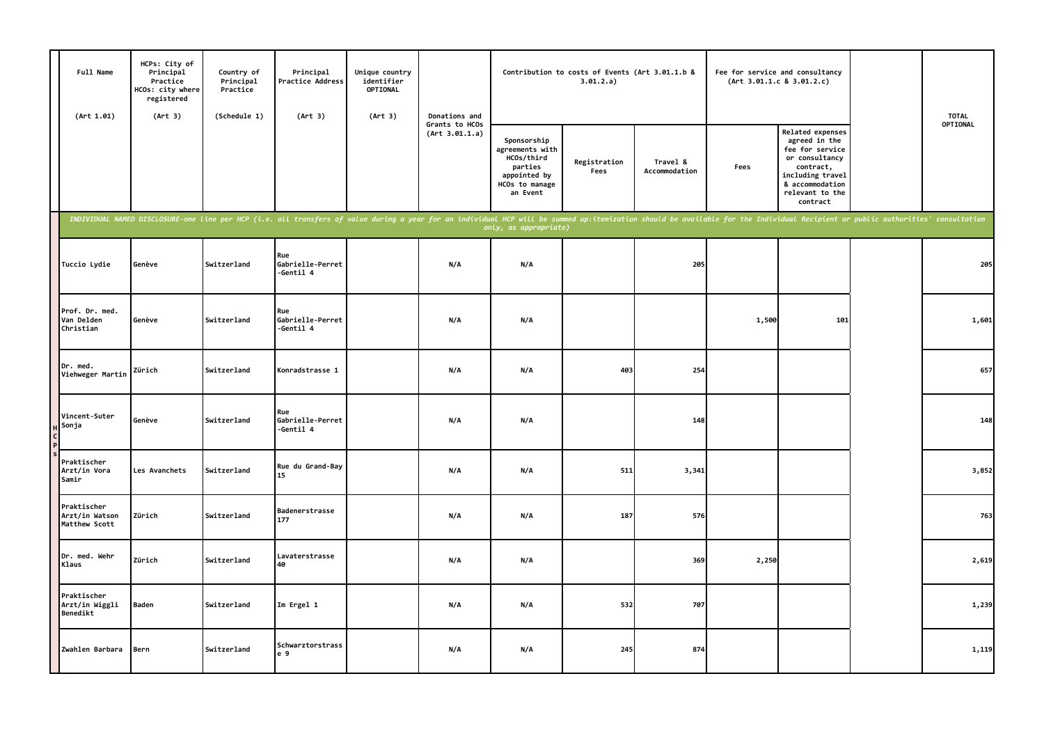| Full Name (Art 1.01) | HCPs: City of Principal Practice HCOs: city where registered (Art 3) | Country of Principal Practice (Schedule 1) | Principal Practice Address (Art 3) | Unique country identifier OPTIONAL (Art 3) | Donations and Grants to HCOs (Art 3.01.1.a) | Contribution to costs of Events (Art 3.01.1.b & 3.01.2.a) | | | Fee for service and consultancy (Art 3.01.1.c & 3.01.2.c) | | | TOTAL OPTIONAL |
|---|---|---|---|---|---|---|---|---|---|---|---|---|
| | | | | | | Sponsorship agreements with HCOs/third parties appointed by HCOs to manage an Event | Registration Fees | Travel & Accommodation | Fees | Related expenses agreed in the fee for service or consultancy contract, including travel & accommodation relevant to the contract | | |
| *INDIVIDUAL NAMED DISCLOSURE-one line per HCP (i.e. all transfers of value during a year for an individual HCP will be summed up:itemization should be available for the Individual Recipient or public authorities' consultation only, as appropriate)* | | | | | | | | | | | | |
| Tuccio Lydie | Genève | Switzerland | Rue Gabrielle-Perret-Gentil 4 | | N/A | N/A | | 205 | | | | 205 |
| Prof. Dr. med. Van Delden Christian | Genève | Switzerland | Rue Gabrielle-Perret-Gentil 4 | | N/A | N/A | | | 1,500 | 101 | | 1,601 |
| Dr. med. Viehweger Martin | Zürich | Switzerland | Konradstrasse 1 | | N/A | N/A | 403 | 254 | | | | 657 |
| Vincent-Suter Sonja | Genève | Switzerland | Rue Gabrielle-Perret-Gentil 4 | | N/A | N/A | | 148 | | | | 148 |
| Praktischer Arzt/in Vora Samir | Les Avanchets | Switzerland | Rue du Grand-Bay 15 | | N/A | N/A | 511 | 3,341 | | | | 3,852 |
| Praktischer Arzt/in Watson Matthew Scott | Zürich | Switzerland | Badenerstrasse 177 | | N/A | N/A | 187 | 576 | | | | 763 |
| Dr. med. Wehr Klaus | Zürich | Switzerland | Lavaterstrasse 40 | | N/A | N/A | | 369 | 2,250 | | | 2,619 |
| Praktischer Arzt/in Wiggli Benedikt | Baden | Switzerland | Im Ergel 1 | | N/A | N/A | 532 | 707 | | | | 1,239 |
| Zwahlen Barbara | Bern | Switzerland | Schwarztorstrasse 9 | | N/A | N/A | 245 | 874 | | | | 1,119 |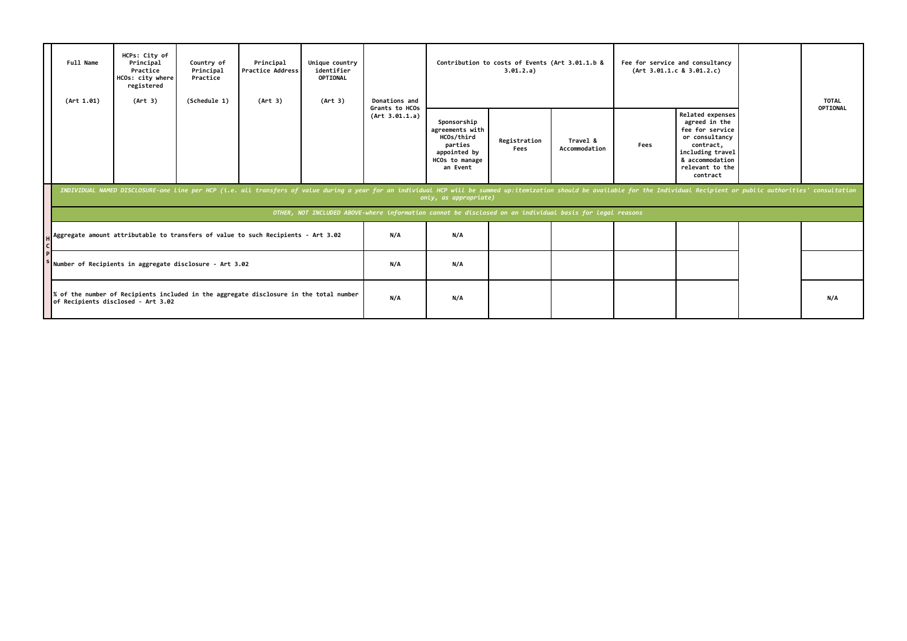| | Full Name (Art 1.01) | HCPs: City of Principal Practice HCOs: city where registered (Art 3) | Country of Principal Practice (Schedule 1) | Principal Practice Address (Art 3) | Unique country identifier OPTIONAL (Art 3) | Donations and Grants to HCOs (Art 3.01.1.a) | Contribution to costs of Events (Art 3.01.1.b & 3.01.2.a) | | | Fee for service and consultancy (Art 3.01.1.c & 3.01.2.c) | | | TOTAL OPTIONAL |
|---|---|---|---|---|---|---|---|---|---|---|---|---|---|
| | | | | | | | Sponsorship agreements with HCOs/third parties appointed by HCOs to manage an Event | Registration Fees | Travel & Accommodation | Fees | Related expenses agreed in the fee for service or consultancy contract, including travel & accommodation relevant to the contract | | |
| | *INDIVIDUAL NAMED DISCLOSURE-one line per HCP (i.e. all transfers of value during a year for an individual HCP will be summed up:itemization should be available for the Individual Recipient or public authorities' consultation only, as appropriate)* | | | | | | | | | | | | |
| | *OTHER, NOT INCLUDED ABOVE-where information cannot be disclosed on an individual basis for legal reasons* | | | | | | | | | | | | |
| HCPs | Aggregate amount attributable to transfers of value to such Recipients - Art 3.02 | | | | | N/A | N/A | | | | | | |
| | Number of Recipients in aggregate disclosure - Art 3.02 | | | | | N/A | N/A | | | | | | |
| | % of the number of Recipients included in the aggregate disclosure in the total number of Recipients disclosed - Art 3.02 | | | | | N/A | N/A | | | | | | N/A |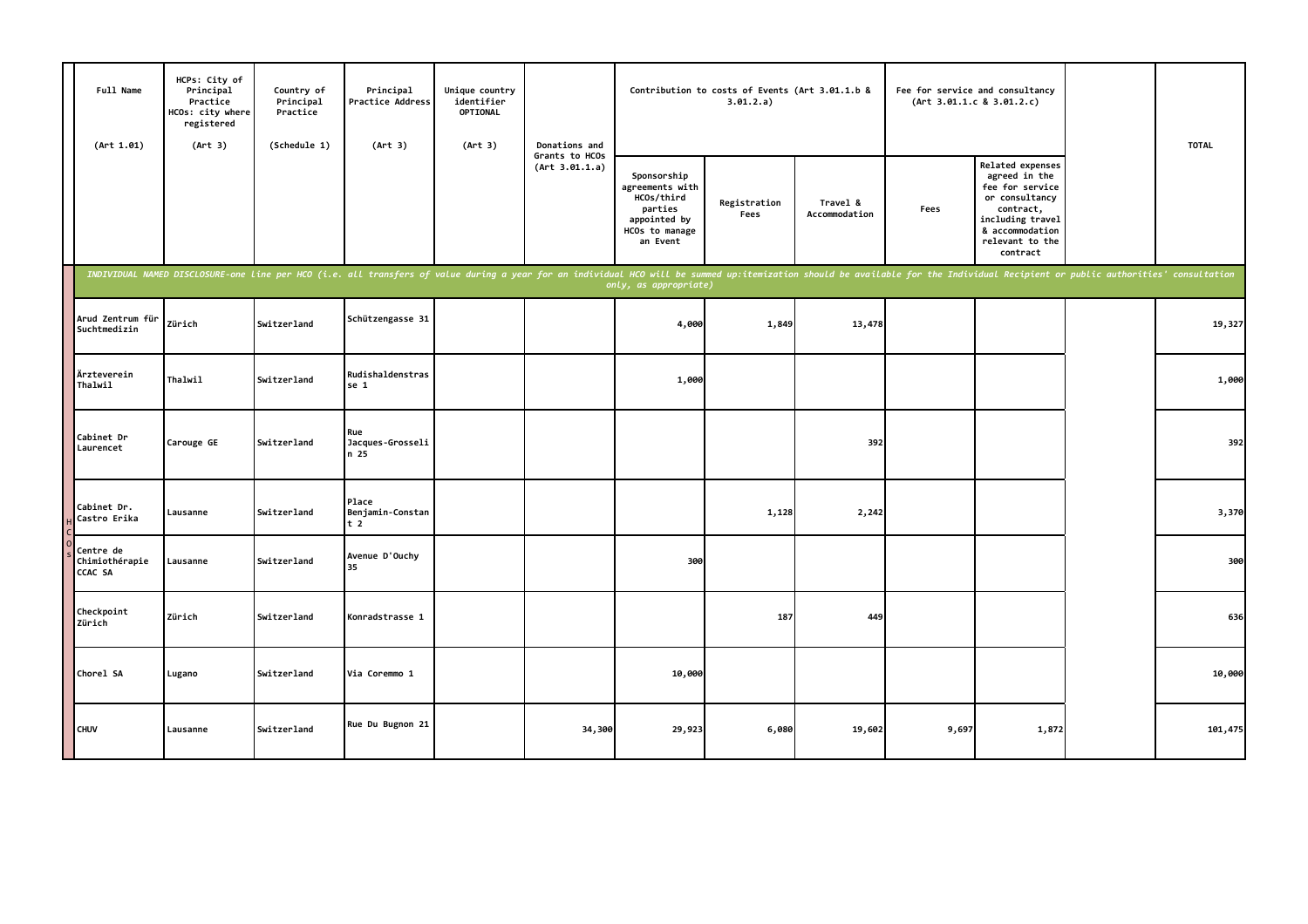| Full Name (Art 1.01) | HCPs: City of Principal Practice HCOs: city where registered (Art 3) | Country of Principal Practice (Schedule 1) | Principal Practice Address (Art 3) | Unique country identifier OPTIONAL (Art 3) | Donations and Grants to HCOs (Art 3.01.1.a) | Contribution to costs of Events (Art 3.01.1.b & 3.01.2.a) | | | Fee for service and consultancy (Art 3.01.1.c & 3.01.2.c) | | | TOTAL |
|---|---|---|---|---|---|---|---|---|---|---|---|---|
| | | | | | | Sponsorship agreements with HCOs/third parties appointed by HCOs to manage an Event | Registration Fees | Travel & Accommodation | Fees | Related expenses agreed in the fee for service or consultancy contract, including travel & accommodation relevant to the contract | | |
| *INDIVIDUAL NAMED DISCLOSURE-one line per HCO (i.e. all transfers of value during a year for an individual HCO will be summed up:itemization should be available for the Individual Recipient or public authorities' consultation only, as appropriate)* | | | | | | | | | | | | |
| Arud Zentrum für Suchtmedizin | Zürich | Switzerland | Schützengasse 31 | | | 4,000 | 1,849 | 13,478 | | | | 19,327 |
| Ärzteverein Thalwil | Thalwil | Switzerland | Rudishaldenstrasse 1 | | | 1,000 | | | | | | 1,000 |
| Cabinet Dr Laurencet | Carouge GE | Switzerland | Rue Jacques-Grosselin 25 | | | | | 392 | | | | 392 |
| Cabinet Dr. Castro Erika | Lausanne | Switzerland | Place Benjamin-Constant 2 | | | | 1,128 | 2,242 | | | | 3,370 |
| Centre de Chimiothérapie CCAC SA | Lausanne | Switzerland | Avenue D'Ouchy 35 | | | 300 | | | | | | 300 |
| Checkpoint Zürich | Zürich | Switzerland | Konradstrasse 1 | | | | 187 | 449 | | | | 636 |
| Chorel SA | Lugano | Switzerland | Via Coremmo 1 | | | 10,000 | | | | | | 10,000 |
| CHUV | Lausanne | Switzerland | Rue Du Bugnon 21 | | 34,300 | 29,923 | 6,080 | 19,602 | 9,697 | 1,872 | | 101,475 |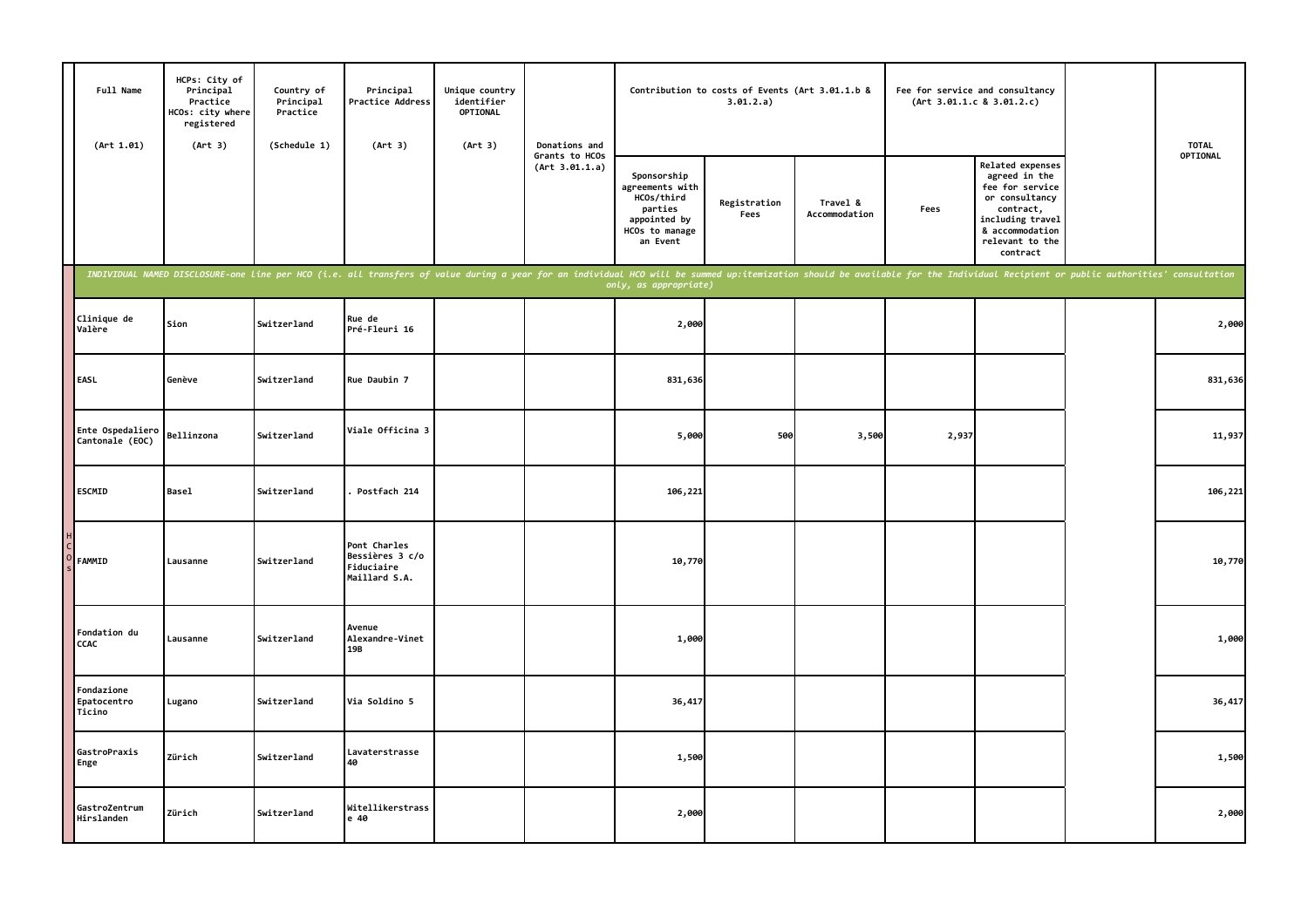| | Full Name (Art 1.01) | HCPs: City of Principal Practice HCOs: city where registered (Art 3) | Country of Principal Practice (Schedule 1) | Principal Practice Address (Art 3) | Unique country identifier OPTIONAL (Art 3) | Donations and Grants to HCOs (Art 3.01.1.a) | Contribution to costs of Events (Art 3.01.1.b & 3.01.2.a) | | | Fee for service and consultancy (Art 3.01.1.c & 3.01.2.c) | | | TOTAL OPTIONAL |
|---|---|---|---|---|---|---|---|---|---|---|---|---|---|
| | | | | | | | Sponsorship agreements with HCOs/third parties appointed by HCOs to manage an Event | Registration Fees | Travel & Accommodation | Fees | Related expenses agreed in the fee for service or consultancy contract, including travel & accommodation relevant to the contract | | |
| | *INDIVIDUAL NAMED DISCLOSURE-one line per HCO (i.e. all transfers of value during a year for an individual HCO will be summed up:itemization should be available for the Individual Recipient or public authorities' consultation only, as appropriate)* | | | | | | | | | | | | |
| HCOs | Clinique de Valère | Sion | Switzerland | Rue de Pré-Fleuri 16 | | | 2,000 | | | | | | 2,000 |
| | EASL | Genève | Switzerland | Rue Daubin 7 | | | 831,636 | | | | | | 831,636 |
| | Ente Ospedaliero Cantonale (EOC) | Bellinzona | Switzerland | Viale Officina 3 | | | 5,000 | 500 | 3,500 | 2,937 | | | 11,937 |
| | ESCMID | Basel | Switzerland | . Postfach 214 | | | 106,221 | | | | | | 106,221 |
| | FAMMID | Lausanne | Switzerland | Pont Charles Bessières 3 c/o Fiduciaire Maillard S.A. | | | 10,770 | | | | | | 10,770 |
| | Fondation du CCAC | Lausanne | Switzerland | Avenue Alexandre-Vinet 19B | | | 1,000 | | | | | | 1,000 |
| | Fondazione Epatocentro Ticino | Lugano | Switzerland | Via Soldino 5 | | | 36,417 | | | | | | 36,417 |
| | GastroPraxis Enge | Zürich | Switzerland | Lavaterstrasse 40 | | | 1,500 | | | | | | 1,500 |
| | GastroZentrum Hirslanden | Zürich | Switzerland | Witellikerstrasse 40 | | | 2,000 | | | | | | 2,000 |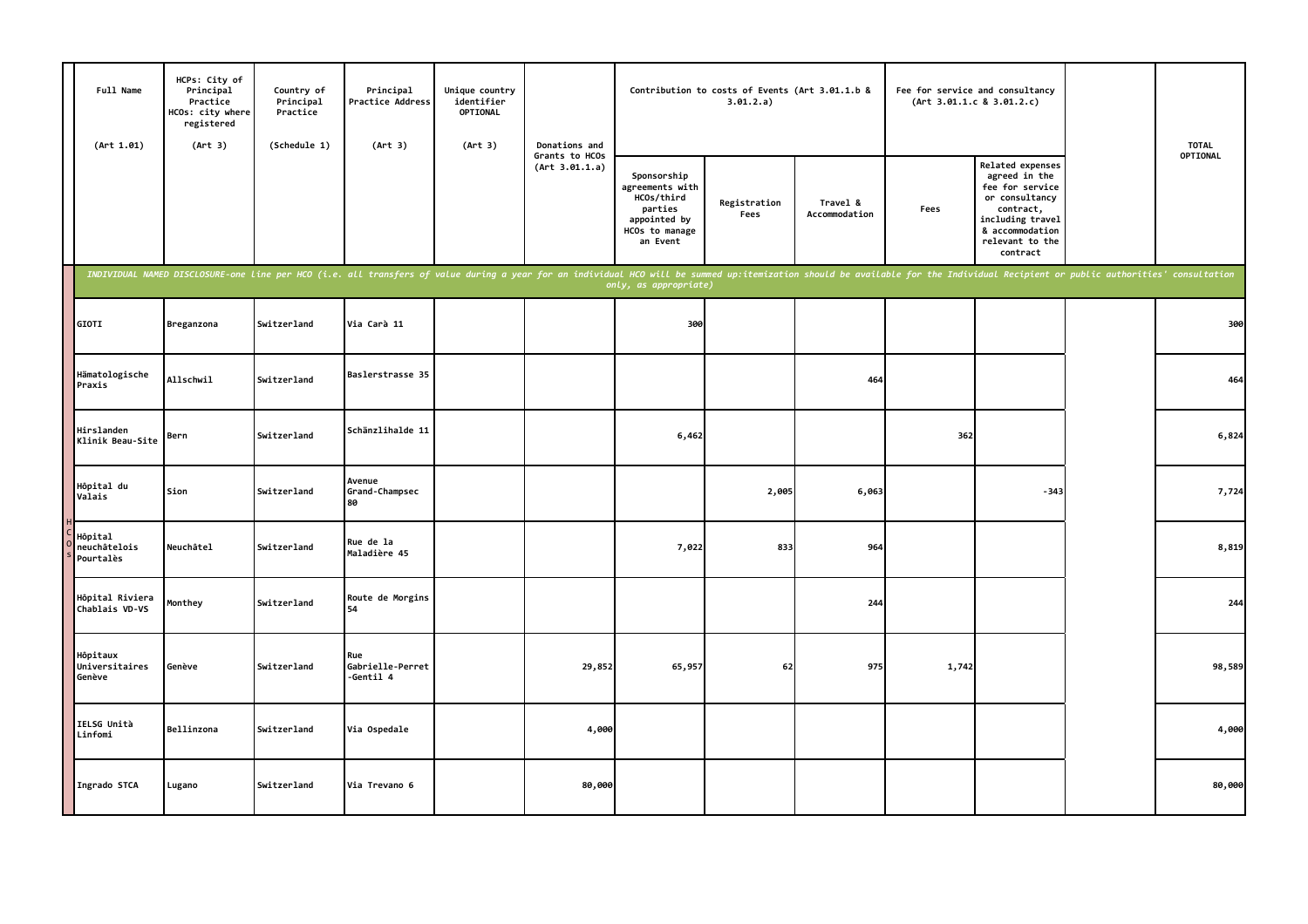| | Full Name (Art 1.01) | HCPs: City of Principal Practice HCOs: city where registered (Art 3) | Country of Principal Practice (Schedule 1) | Principal Practice Address (Art 3) | Unique country identifier OPTIONAL (Art 3) | Donations and Grants to HCOs (Art 3.01.1.a) | Contribution to costs of Events (Art 3.01.1.b & 3.01.2.a) | | | Fee for service and consultancy (Art 3.01.1.c & 3.01.2.c) | | | TOTAL OPTIONAL |
|---|---|---|---|---|---|---|---|---|---|---|---|---|---|
| | | | | | | | Sponsorship agreements with HCOs/third parties appointed by HCOs to manage an Event | Registration Fees | Travel & Accommodation | Fees | Related expenses agreed in the fee for service or consultancy contract, including travel & accommodation relevant to the contract | | |
| | *INDIVIDUAL NAMED DISCLOSURE-one line per HCO (i.e. all transfers of value during a year for an individual HCO will be summed up:itemization should be available for the Individual Recipient or public authorities' consultation only, as appropriate)* | | | | | | | | | | | | |
| HCOs | GIOTI | Breganzona | Switzerland | Via Carà 11 | | | 300 | | | | | | 300 |
| HCOs | Hämatologische Praxis | Allschwil | Switzerland | Baslerstrasse 35 | | | | | 464 | | | | 464 |
| HCOs | Hirslanden Klinik Beau-Site | Bern | Switzerland | Schänzlihalde 11 | | | 6,462 | | | 362 | | | 6,824 |
| HCOs | Hôpital du Valais | Sion | Switzerland | Avenue Grand-Champsec 80 | | | | 2,005 | 6,063 | | -343 | | 7,724 |
| HCOs | Hôpital neuchâtelois Pourtalès | Neuchâtel | Switzerland | Rue de la Maladière 45 | | | 7,022 | 833 | 964 | | | | 8,819 |
| HCOs | Hôpital Riviera Chablais VD-VS | Monthey | Switzerland | Route de Morgins 54 | | | | | 244 | | | | 244 |
| HCOs | Hôpitaux Universitaires Genève | Genève | Switzerland | Rue Gabrielle-Perret-Gentil 4 | | 29,852 | 65,957 | 62 | 975 | 1,742 | | | 98,589 |
| HCOs | IELSG Unità Linfomi | Bellinzona | Switzerland | Via Ospedale | | 4,000 | | | | | | | 4,000 |
| HCOs | Ingrado STCA | Lugano | Switzerland | Via Trevano 6 | | 80,000 | | | | | | | 80,000 |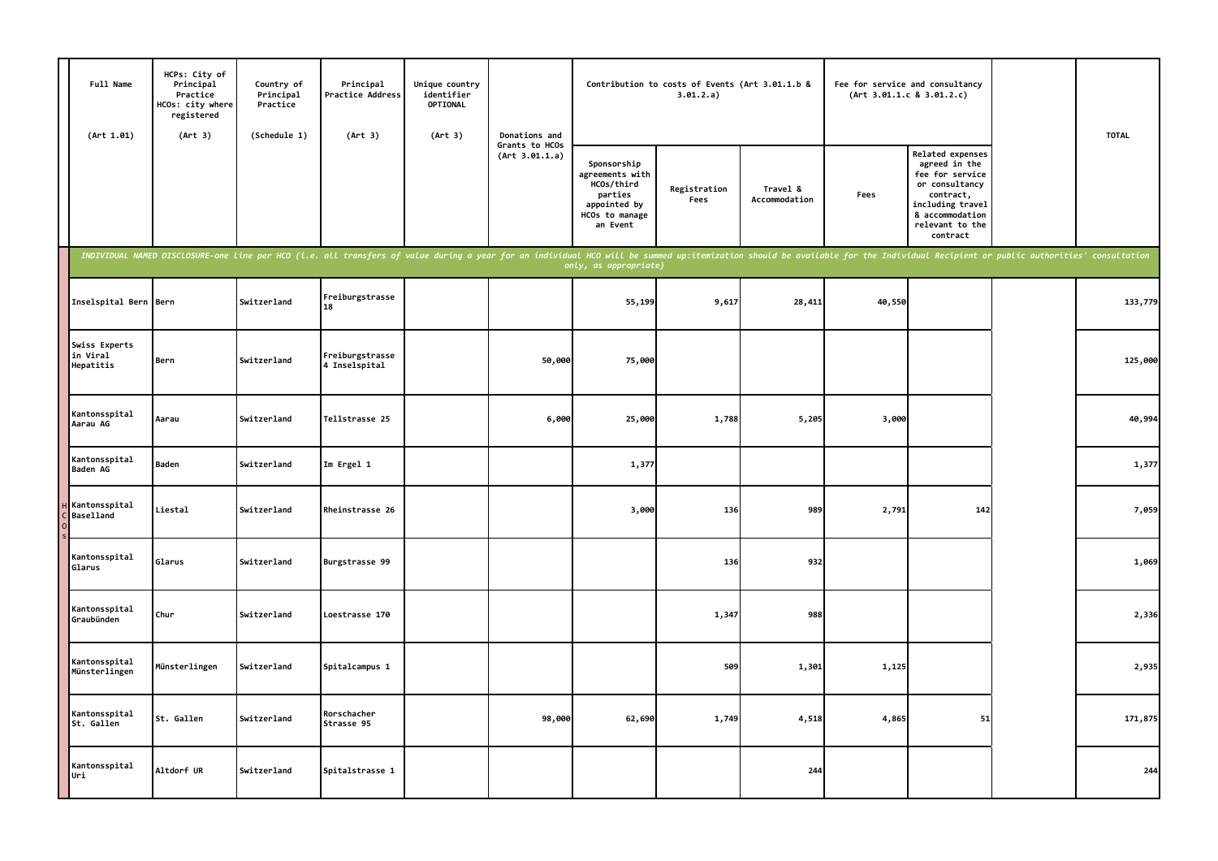| Full Name (Art 1.01) | HCPs: City of Principal Practice HCOs: city where registered (Art 3) | Country of Principal Practice (Schedule 1) | Principal Practice Address (Art 3) | Unique country identifier OPTIONAL (Art 3) | Donations and Grants to HCOs (Art 3.01.1.a) | Contribution to costs of Events (Art 3.01.1.b & 3.01.2.a) | | | Fee for service and consultancy (Art 3.01.1.c & 3.01.2.c) | | | TOTAL |
|---|---|---|---|---|---|---|---|---|---|---|---|---|
| | | | | | | Sponsorship agreements with HCOs/third parties appointed by HCOs to manage an Event | Registration Fees | Travel & Accommodation | Fees | Related expenses agreed in the fee for service or consultancy contract, including travel & accommodation relevant to the contract | | |
| *INDIVIDUAL NAMED DISCLOSURE-one line per HCO (i.e. all transfers of value during a year for an individual HCO will be summed up:itemization should be available for the Individual Recipient or public authorities' consultation only, as appropriate)* | | | | | | | | | | | | |
| Inselspital Bern | Bern | Switzerland | Freiburgstrasse 18 | | | 55,199 | 9,617 | 28,411 | 40,550 | | | 133,779 |
| Swiss Experts in Viral Hepatitis | Bern | Switzerland | Freiburgstrasse 4 Inselspital | | 50,000 | 75,000 | | | | | | 125,000 |
| Kantonsspital Aarau AG | Aarau | Switzerland | Tellstrasse 25 | | 6,000 | 25,000 | 1,788 | 5,205 | 3,000 | | | 40,994 |
| Kantonsspital Baden AG | Baden | Switzerland | Im Ergel 1 | | | 1,377 | | | | | | 1,377 |
| Kantonsspital Baselland | Liestal | Switzerland | Rheinstrasse 26 | | | 3,000 | 136 | 989 | 2,791 | 142 | | 7,059 |
| Kantonsspital Glarus | Glarus | Switzerland | Burgstrasse 99 | | | | 136 | 932 | | | | 1,069 |
| Kantonsspital Graubünden | Chur | Switzerland | Loestrasse 170 | | | | 1,347 | 988 | | | | 2,336 |
| Kantonsspital Münsterlingen | Münsterlingen | Switzerland | Spitalcampus 1 | | | | 509 | 1,301 | 1,125 | | | 2,935 |
| Kantonsspital St. Gallen | St. Gallen | Switzerland | Rorschacher Strasse 95 | | 98,000 | 62,690 | 1,749 | 4,518 | 4,865 | 51 | | 171,875 |
| Kantonsspital Uri | Altdorf UR | Switzerland | Spitalstrasse 1 | | | | | 244 | | | | 244 |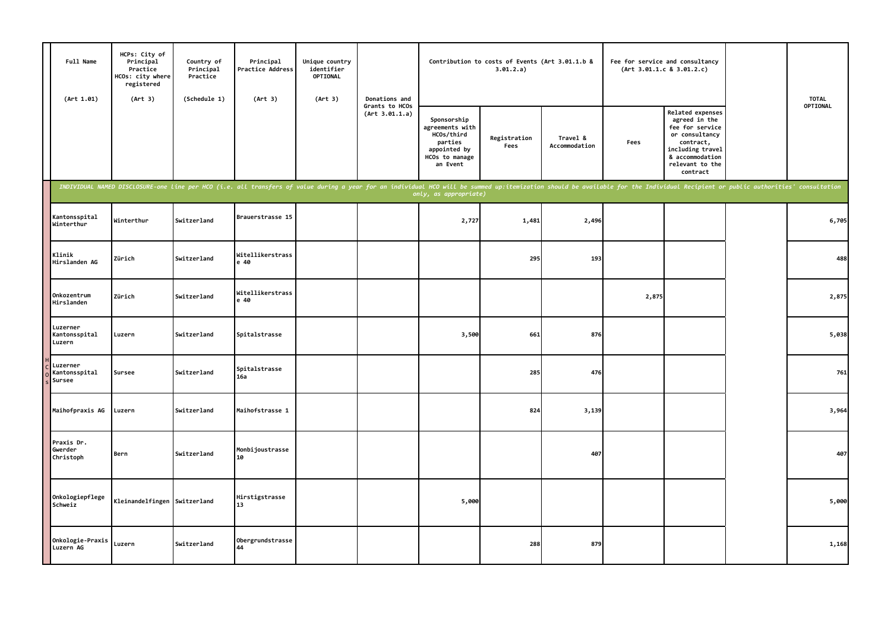| Full Name (Art 1.01) | HCPs: City of Principal Practice HCOs: city where registered (Art 3) | Country of Principal Practice (Schedule 1) | Principal Practice Address (Art 3) | Unique country identifier OPTIONAL (Art 3) | Donations and Grants to HCOs (Art 3.01.1.a) | Contribution to costs of Events (Art 3.01.1.b & 3.01.2.a) | | | Fee for service and consultancy (Art 3.01.1.c & 3.01.2.c) | | | TOTAL OPTIONAL |
|---|---|---|---|---|---|---|---|---|---|---|---|---|
| | | | | | | Sponsorship agreements with HCOs/third parties appointed by HCOs to manage an Event | Registration Fees | Travel & Accommodation | Fees | Related expenses agreed in the fee for service or consultancy contract, including travel & accommodation relevant to the contract | | |
| *INDIVIDUAL NAMED DISCLOSURE-one line per HCO (i.e. all transfers of value during a year for an individual HCO will be summed up:itemization should be available for the Individual Recipient or public authorities' consultation only, as appropriate)* | | | | | | | | | | | | |
| Kantonsspital Winterthur | Winterthur | Switzerland | Brauerstrasse 15 | | | 2,727 | 1,481 | 2,496 | | | | 6,705 |
| Klinik Hirslanden AG | Zürich | Switzerland | Witellikerstrasse 40 | | | | 295 | 193 | | | | 488 |
| Onkozentrum Hirslanden | Zürich | Switzerland | Witellikerstrasse 40 | | | | | | 2,875 | | | 2,875 |
| Luzerner Kantonsspital Luzern | Luzern | Switzerland | Spitalstrasse | | | 3,500 | 661 | 876 | | | | 5,038 |
| Luzerner Kantonsspital Sursee | Sursee | Switzerland | Spitalstrasse 16a | | | | 285 | 476 | | | | 761 |
| Maihofpraxis AG | Luzern | Switzerland | Maihofstrasse 1 | | | | 824 | 3,139 | | | | 3,964 |
| Praxis Dr. Gwerder Christoph | Bern | Switzerland | Monbijoustrasse 10 | | | | | 407 | | | | 407 |
| Onkologiepflege Schweiz | Kleinandelfingen | Switzerland | Hirstigstrasse 13 | | | 5,000 | | | | | | 5,000 |
| Onkologie-Praxis Luzern AG | Luzern | Switzerland | Obergrundstrasse 44 | | | | 288 | 879 | | | | 1,168 |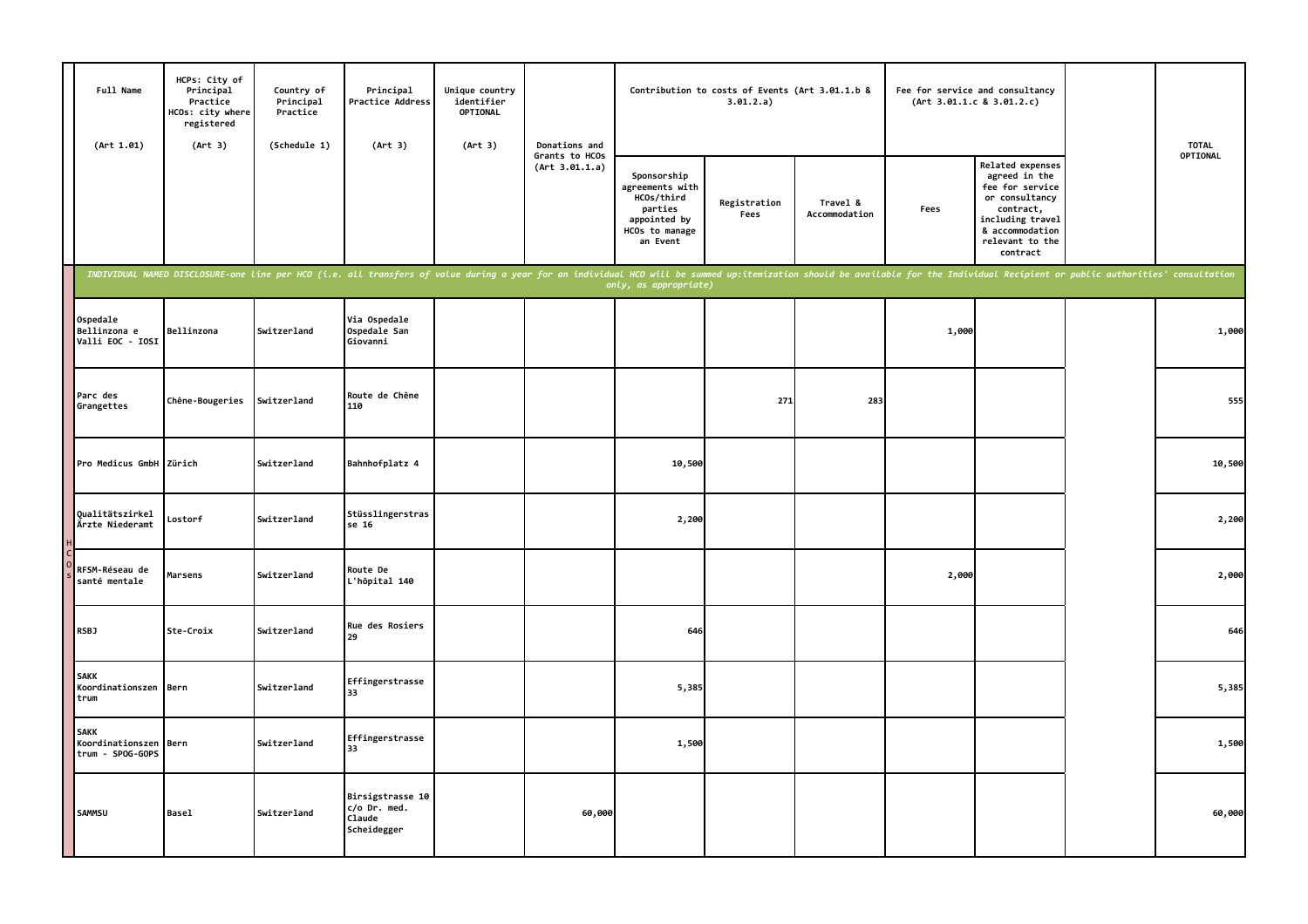| Full Name (Art 1.01) | HCPs: City of Principal Practice HCOs: city where registered (Art 3) | Country of Principal Practice (Schedule 1) | Principal Practice Address (Art 3) | Unique country identifier OPTIONAL (Art 3) | Donations and Grants to HCOs (Art 3.01.1.a) | Contribution to costs of Events (Art 3.01.1.b & 3.01.2.a) | | | Fee for service and consultancy (Art 3.01.1.c & 3.01.2.c) | | | TOTAL OPTIONAL |
|---|---|---|---|---|---|---|---|---|---|---|---|---|
| | | | | | | Sponsorship agreements with HCOs/third parties appointed by HCOs to manage an Event | Registration Fees | Travel & Accommodation | Fees | Related expenses agreed in the fee for service or consultancy contract, including travel & accommodation relevant to the contract | | |
| *INDIVIDUAL NAMED DISCLOSURE-one line per HCO (i.e. all transfers of value during a year for an individual HCO will be summed up:itemization should be available for the Individual Recipient or public authorities' consultation only, as appropriate)* | | | | | | | | | | | | |
| Ospedale Bellinzona e Valli EOC - IOSI | Bellinzona | Switzerland | Via Ospedale Ospedale San Giovanni | | | | | | 1,000 | | | 1,000 |
| Parc des Grangettes | Chêne-Bougeries | Switzerland | Route de Chêne 110 | | | | 271 | 283 | | | | 555 |
| Pro Medicus GmbH | Zürich | Switzerland | Bahnhofplatz 4 | | | 10,500 | | | | | | 10,500 |
| Qualitätszirkel Ärzte Niederamt | Lostorf | Switzerland | Stüsslingerstrasse 16 | | | 2,200 | | | | | | 2,200 |
| RFSM-Réseau de santé mentale | Marsens | Switzerland | Route De L'hôpital 140 | | | | | | 2,000 | | | 2,000 |
| RSBJ | Ste-Croix | Switzerland | Rue des Rosiers 29 | | | 646 | | | | | | 646 |
| SAKK Koordinationszentrum | Bern | Switzerland | Effingerstrasse 33 | | | 5,385 | | | | | | 5,385 |
| SAKK Koordinationszentrum - SPOG-GOPS | Bern | Switzerland | Effingerstrasse 33 | | | 1,500 | | | | | | 1,500 |
| SAMMSU | Basel | Switzerland | Birsigstrasse 10 c/o Dr. med. Claude Scheidegger | | 60,000 | | | | | | | 60,000 |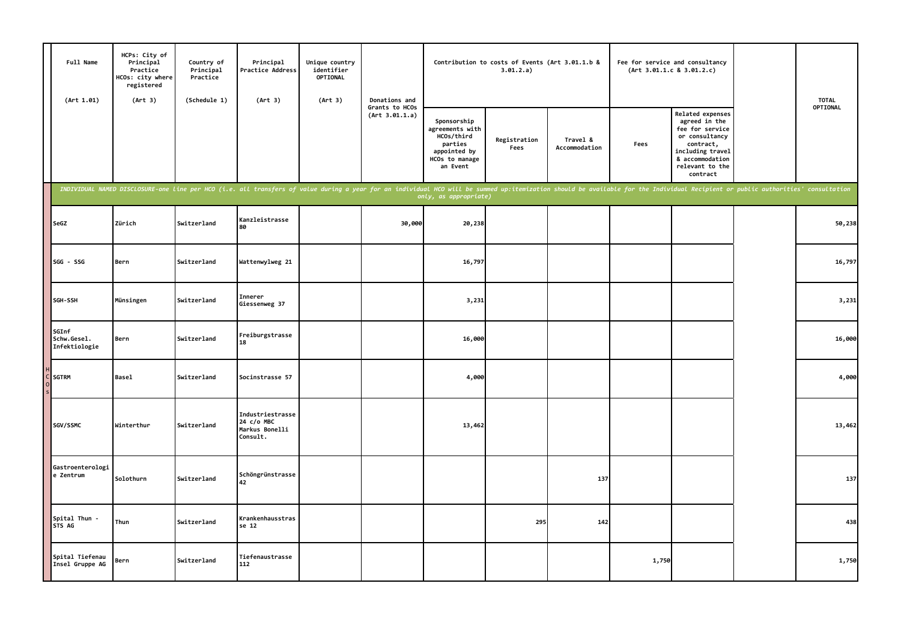| | Full Name (Art 1.01) | HCPs: City of Principal Practice HCOs: city where registered (Art 3) | Country of Principal Practice (Schedule 1) | Principal Practice Address (Art 3) | Unique country identifier OPTIONAL (Art 3) | Donations and Grants to HCOs (Art 3.01.1.a) | Contribution to costs of Events (Art 3.01.1.b & 3.01.2.a) | | | Fee for service and consultancy (Art 3.01.1.c & 3.01.2.c) | | | TOTAL OPTIONAL |
|---|---|---|---|---|---|---|---|---|---|---|---|---|---|
| | | | | | | | Sponsorship agreements with HCOs/third parties appointed by HCOs to manage an Event | Registration Fees | Travel & Accommodation | Fees | Related expenses agreed in the fee for service or consultancy contract, including travel & accommodation relevant to the contract | | |
| | *INDIVIDUAL NAMED DISCLOSURE-one line per HCO (i.e. all transfers of value during a year for an individual HCO will be summed up:itemization should be available for the Individual Recipient or public authorities' consultation only, as appropriate)* | | | | | | | | | | | | |
| HCOs | SeGZ | Zürich | Switzerland | Kanzleistrasse 80 | | 30,000 | 20,238 | | | | | | 50,238 |
| | SGG - SSG | Bern | Switzerland | Wattenwylweg 21 | | | 16,797 | | | | | | 16,797 |
| | SGH-SSH | Münsingen | Switzerland | Innerer Giessenweg 37 | | | 3,231 | | | | | | 3,231 |
| | SGInf Schw.Gesel. Infektiologie | Bern | Switzerland | Freiburgstrasse 18 | | | 16,000 | | | | | | 16,000 |
| | SGTRM | Basel | Switzerland | Socinstrasse 57 | | | 4,000 | | | | | | 4,000 |
| | SGV/SSMC | Winterthur | Switzerland | Industriestrasse 24 c/o MBC Markus Bonelli Consult. | | | 13,462 | | | | | | 13,462 |
| | Gastroenterologie Zentrum | Solothurn | Switzerland | Schöngrünstrasse 42 | | | | | 137 | | | | 137 |
| | Spital Thun - STS AG | Thun | Switzerland | Krankenhausstrasse 12 | | | | 295 | 142 | | | | 438 |
| | Spital Tiefenau Insel Gruppe AG | Bern | Switzerland | Tiefenaustrasse 112 | | | | | | 1,750 | | | 1,750 |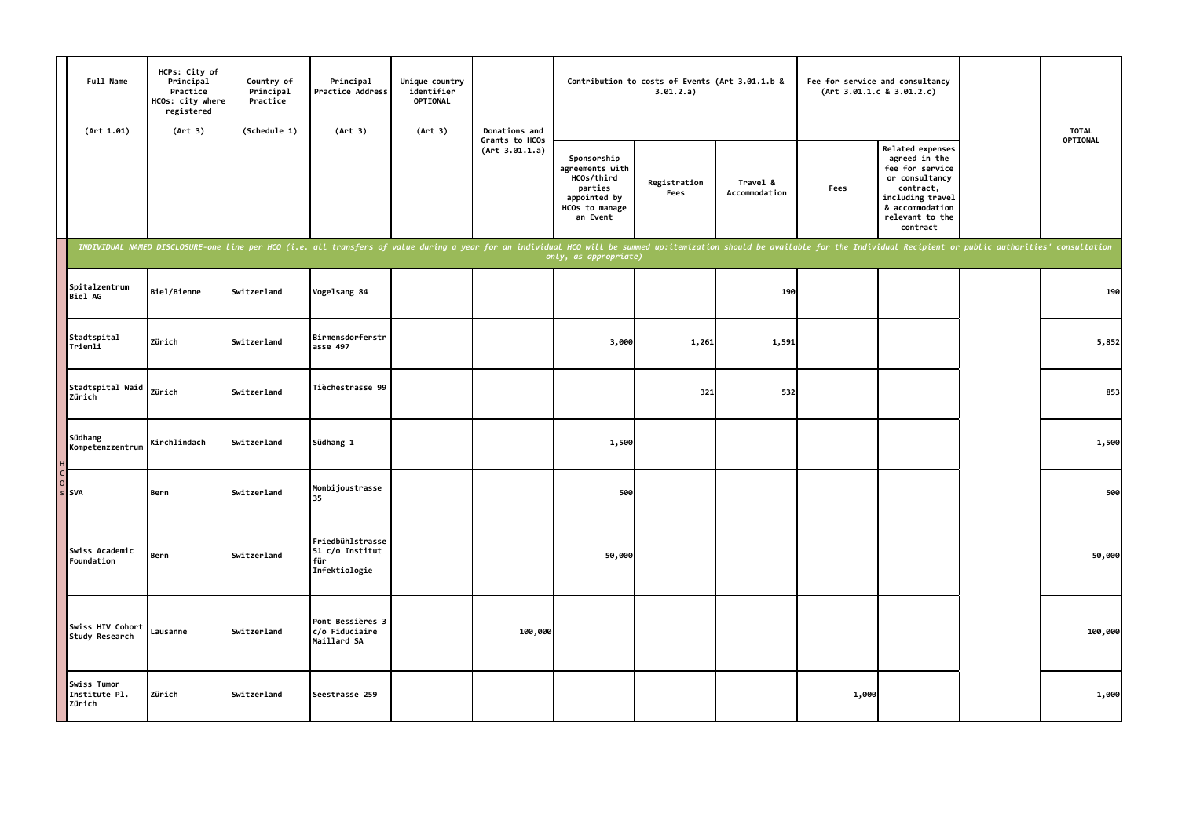| | Full Name (Art 1.01) | HCPs: City of Principal Practice HCOs: city where registered (Art 3) | Country of Principal Practice (Schedule 1) | Principal Practice Address (Art 3) | Unique country identifier OPTIONAL (Art 3) | Donations and Grants to HCOs (Art 3.01.1.a) | Contribution to costs of Events (Art 3.01.1.b & 3.01.2.a) | | | Fee for service and consultancy (Art 3.01.1.c & 3.01.2.c) | | | TOTAL OPTIONAL |
|---|---|---|---|---|---|---|---|---|---|---|---|---|---|
| | | | | | | | Sponsorship agreements with HCOs/third parties appointed by HCOs to manage an Event | Registration Fees | Travel & Accommodation | Fees | Related expenses agreed in the fee for service or consultancy contract, including travel & accommodation relevant to the contract | | |
| | *INDIVIDUAL NAMED DISCLOSURE-one line per HCO (i.e. all transfers of value during a year for an individual HCO will be summed up:itemization should be available for the Individual Recipient or public authorities' consultation only, as appropriate)* | | | | | | | | | | | | |
| HCOs | Spitalzentrum Biel AG | Biel/Bienne | Switzerland | Vogelsang 84 | | | | | 190 | | | | 190 |
| HCOs | Stadtspital Triemli | Zürich | Switzerland | Birmensdorferstrasse 497 | | | 3,000 | 1,261 | 1,591 | | | | 5,852 |
| HCOs | Stadtspital Waid Zürich | Zürich | Switzerland | Tièchestrasse 99 | | | | 321 | 532 | | | | 853 |
| HCOs | Südhang Kompetenzzentrum | Kirchlindach | Switzerland | Südhang 1 | | | 1,500 | | | | | | 1,500 |
| HCOs | SVA | Bern | Switzerland | Monbijoustrasse 35 | | | 500 | | | | | | 500 |
| HCOs | Swiss Academic Foundation | Bern | Switzerland | Friedbühlstrasse 51 c/o Institut für Infektiologie | | | 50,000 | | | | | | 50,000 |
| HCOs | Swiss HIV Cohort Study Research | Lausanne | Switzerland | Pont Bessières 3 c/o Fiduciaire Maillard SA | | 100,000 | | | | | | | 100,000 |
| HCOs | Swiss Tumor Institute Pl. Zürich | Zürich | Switzerland | Seestrasse 259 | | | | | | 1,000 | | | 1,000 |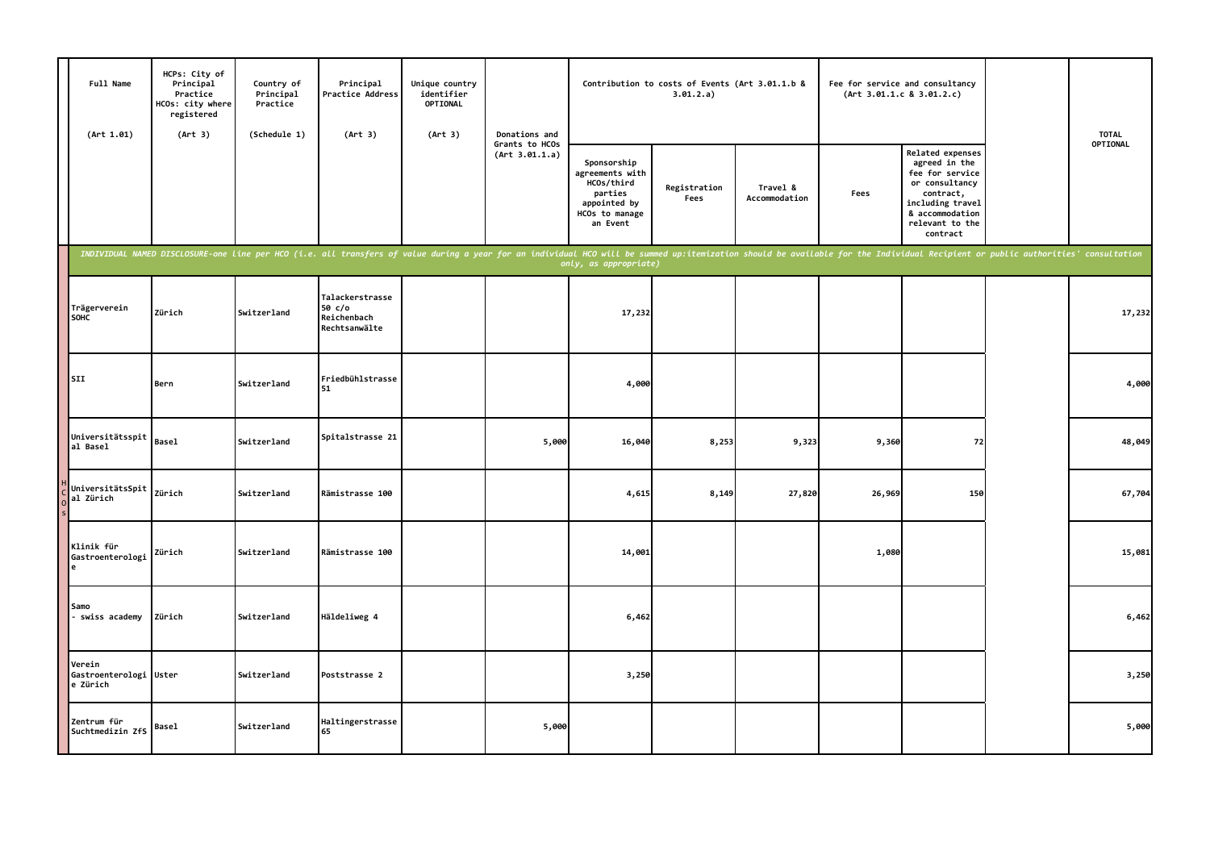| Full Name (Art 1.01) | HCPs: City of Principal Practice HCOs: city where registered (Art 3) | Country of Principal Practice (Schedule 1) | Principal Practice Address (Art 3) | Unique country identifier OPTIONAL (Art 3) | Donations and Grants to HCOs (Art 3.01.1.a) | Contribution to costs of Events (Art 3.01.1.b & 3.01.2.a) | | | Fee for service and consultancy (Art 3.01.1.c & 3.01.2.c) | | | TOTAL OPTIONAL |
|---|---|---|---|---|---|---|---|---|---|---|---|---|
| | | | | | | Sponsorship agreements with HCOs/third parties appointed by HCOs to manage an Event | Registration Fees | Travel & Accommodation | Fees | Related expenses agreed in the fee for service or consultancy contract, including travel & accommodation relevant to the contract | | |
| *INDIVIDUAL NAMED DISCLOSURE-one line per HCO (i.e. all transfers of value during a year for an individual HCO will be summed up:itemization should be available for the Individual Recipient or public authorities' consultation only, as appropriate)* | | | | | | | | | | | | |
| Trägerverein SOHC | Zürich | Switzerland | Talackerstrasse 50 c/o Reichenbach Rechtsanwälte | | | 17,232 | | | | | | 17,232 |
| SII | Bern | Switzerland | Friedbühlstrasse 51 | | | 4,000 | | | | | | 4,000 |
| Universitätsspital Basel | Basel | Switzerland | Spitalstrasse 21 | | 5,000 | 16,040 | 8,253 | 9,323 | 9,360 | 72 | | 48,049 |
| UniversitätsSpital Zürich | Zürich | Switzerland | Rämistrasse 100 | | | 4,615 | 8,149 | 27,820 | 26,969 | 150 | | 67,704 |
| Klinik für Gastroenterologie | Zürich | Switzerland | Rämistrasse 100 | | | 14,001 | | | 1,080 | | | 15,081 |
| Samo - swiss academy | Zürich | Switzerland | Häldeliweg 4 | | | 6,462 | | | | | | 6,462 |
| Verein Gastroenterologie Zürich | Uster | Switzerland | Poststrasse 2 | | | 3,250 | | | | | | 3,250 |
| Zentrum für Suchtmedizin ZfS | Basel | Switzerland | Haltingerstrasse 65 | | 5,000 | | | | | | | 5,000 |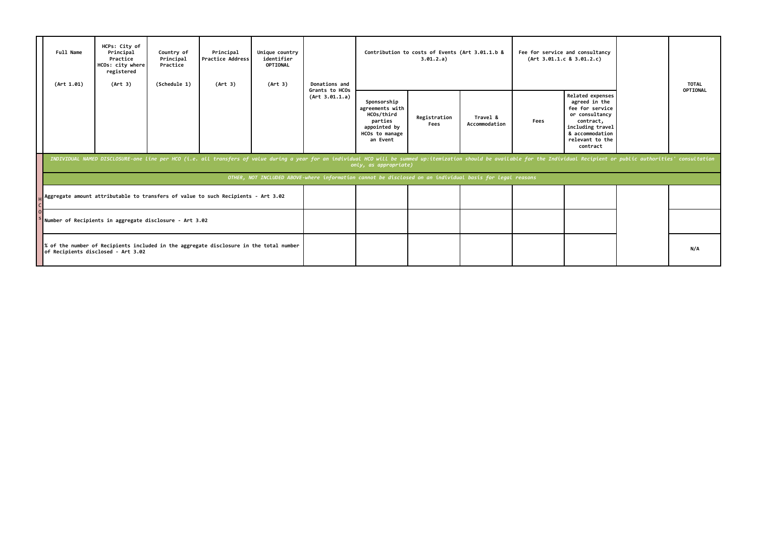| | Full Name (Art 1.01) | HCPs: City of Principal Practice HCOs: city where registered (Art 3) | Country of Principal Practice (Schedule 1) | Principal Practice Address (Art 3) | Unique country identifier OPTIONAL (Art 3) | Donations and Grants to HCOs (Art 3.01.1.a) | Contribution to costs of Events (Art 3.01.1.b & 3.01.2.a) | | | Fee for service and consultancy (Art 3.01.1.c & 3.01.2.c) | | | TOTAL OPTIONAL |
|---|---|---|---|---|---|---|---|---|---|---|---|---|---|
| | | | | | | | Sponsorship agreements with HCOs/third parties appointed by HCOs to manage an Event | Registration Fees | Travel & Accommodation | Fees | Related expenses agreed in the fee for service or consultancy contract, including travel & accommodation relevant to the contract | | |
| | *INDIVIDUAL NAMED DISCLOSURE-one line per HCO (i.e. all transfers of value during a year for an individual HCO will be summed up:itemization should be available for the Individual Recipient or public authorities' consultation only, as appropriate)* | | | | | | | | | | | | |
| | *OTHER, NOT INCLUDED ABOVE-where information cannot be disclosed on an individual basis for legal reasons* | | | | | | | | | | | | |
| HCOs | Aggregate amount attributable to transfers of value to such Recipients - Art 3.02 | | | | | | | | | | | | |
| | Number of Recipients in aggregate disclosure - Art 3.02 | | | | | | | | | | | | |
| | % of the number of Recipients included in the aggregate disclosure in the total number of Recipients disclosed - Art 3.02 | | | | | | | | | | | | N/A |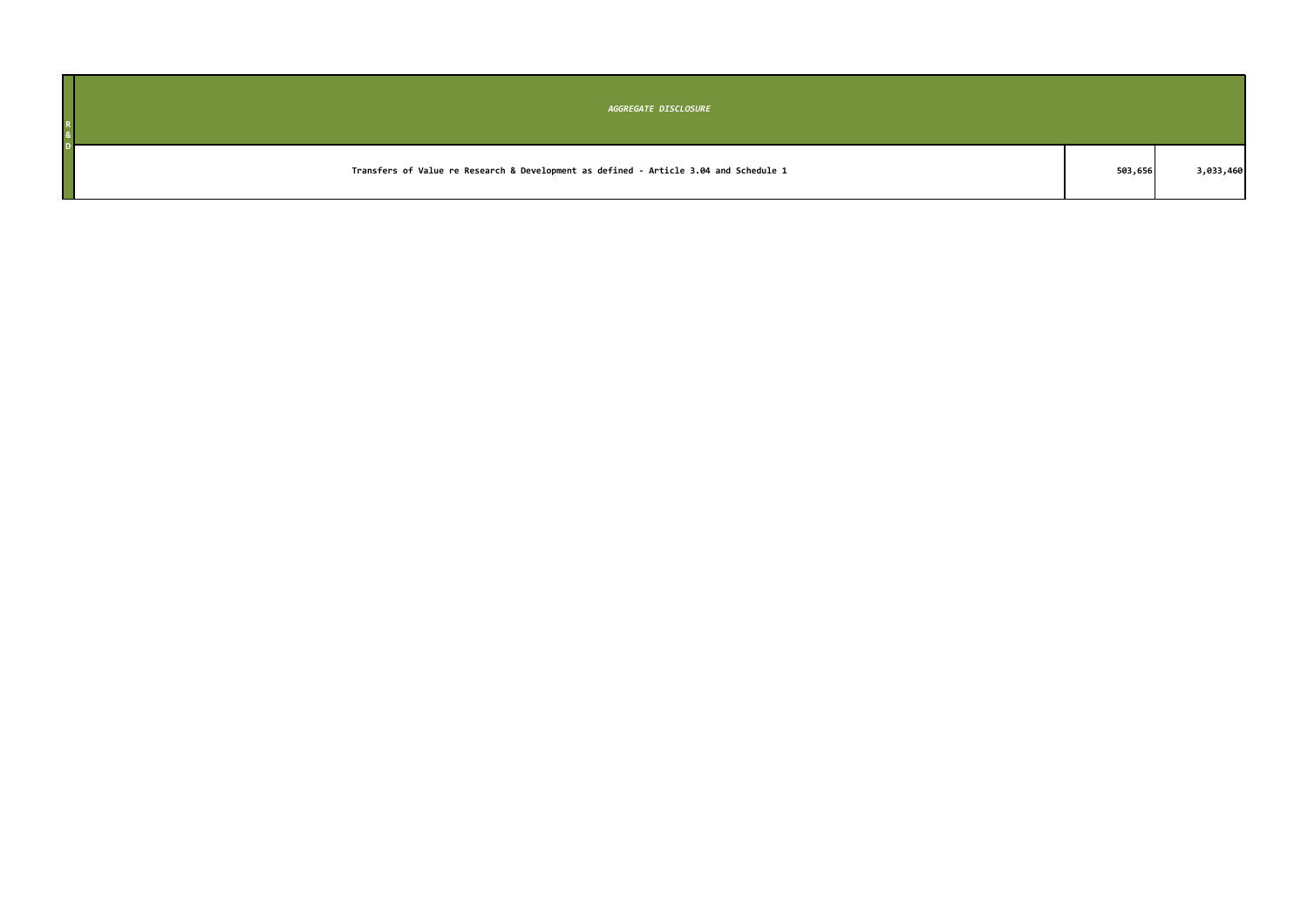| | | | |
|---|---|---|---|
| R & D | *AGGREGATE DISCLOSURE* | | |
| | **Transfers of Value re Research & Development as defined - Article 3.04 and Schedule 1** | **503,656** | **3,033,460** |